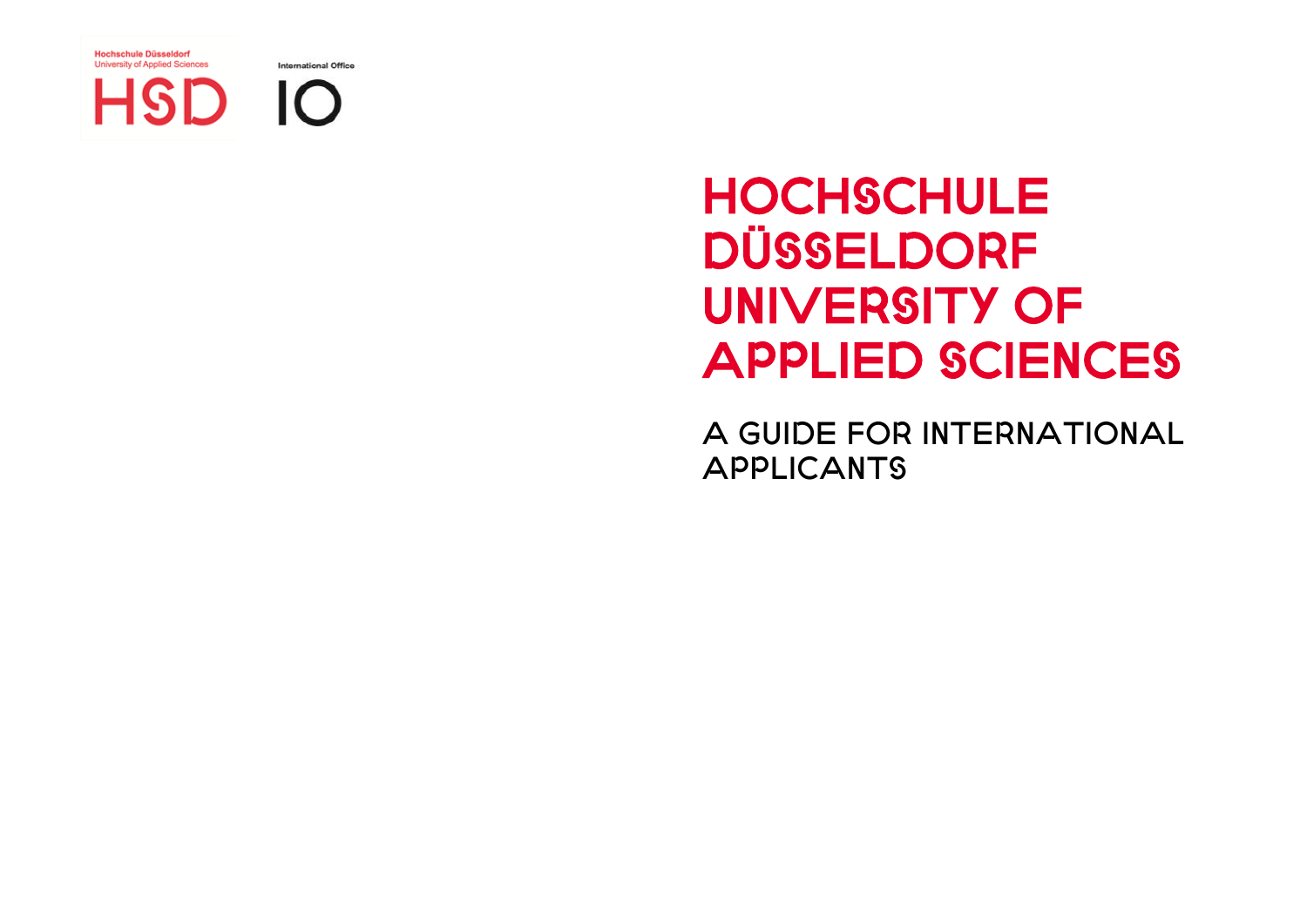Hochschule Düsseldorf
University of Applied Sciences

HSD

International Office

IO

# HOCHSCHULE DÜSSELDORF UNIVERSITY OF APPLIED SCIENCES

## A GUIDE FOR INTERNATIONAL APPLICANTS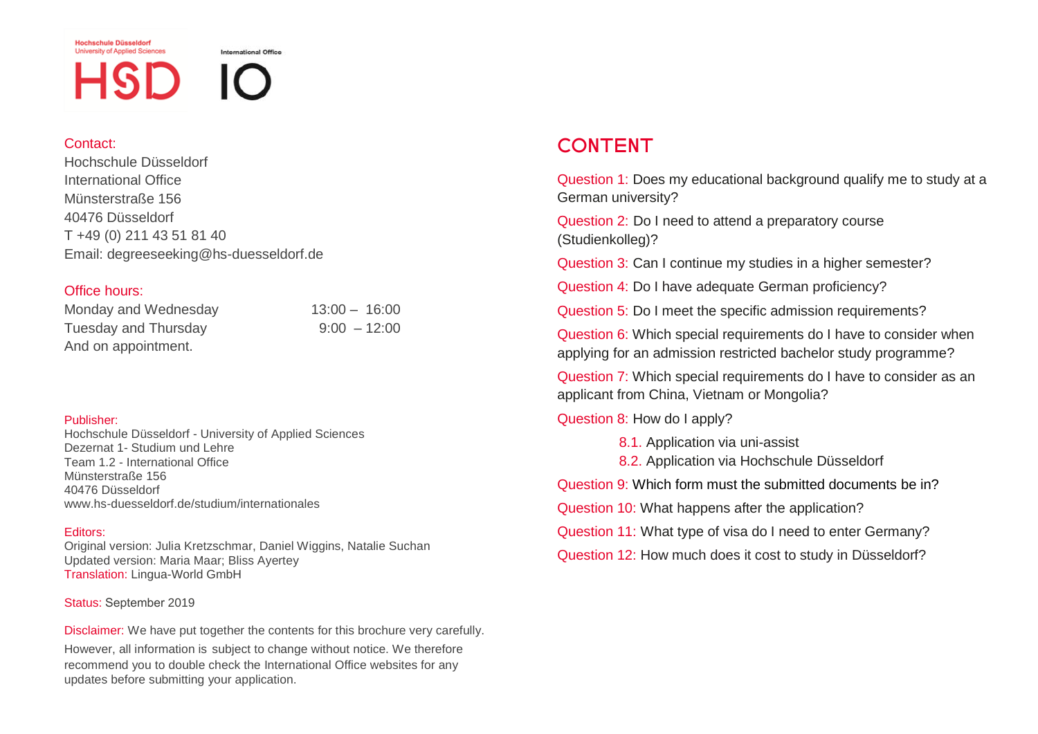Hochschule Düsseldorf
University of Applied Sciences

HSD

International Office

IO

Contact:
Hochschule Düsseldorf
International Office
Münsterstraße 156
40476 Düsseldorf
T +49 (0) 211 43 51 81 40
Email: degreeseeking@hs-duesseldorf.de

Office hours:

| | |
|---|---|
| Monday and Wednesday | 13:00 – 16:00 |
| Tuesday and Thursday | 9:00 – 12:00 |

And on appointment.

Publisher:
Hochschule Düsseldorf - University of Applied Sciences
Dezernat 1- Studium und Lehre
Team 1.2 - International Office
Münsterstraße 156
40476 Düsseldorf
www.hs-duesseldorf.de/studium/internationales

Editors:
Original version: Julia Kretzschmar, Daniel Wiggins, Natalie Suchan
Updated version: Maria Maar; Bliss Ayertey
Translation: Lingua-World GmbH

Status: September 2019

Disclaimer: We have put together the contents for this brochure very carefully. However, all information is subject to change without notice. We therefore recommend you to double check the International Office websites for any updates before submitting your application.

# CONTENT

Question 1: Does my educational background qualify me to study at a German university?

Question 2: Do I need to attend a preparatory course (Studienkolleg)?

Question 3: Can I continue my studies in a higher semester?

Question 4: Do I have adequate German proficiency?

Question 5: Do I meet the specific admission requirements?

Question 6: Which special requirements do I have to consider when applying for an admission restricted bachelor study programme?

Question 7: Which special requirements do I have to consider as an applicant from China, Vietnam or Mongolia?

Question 8: How do I apply?

- 8.1. Application via uni-assist
- 8.2. Application via Hochschule Düsseldorf

Question 9: Which form must the submitted documents be in?

Question 10: What happens after the application?

Question 11: What type of visa do I need to enter Germany?

Question 12: How much does it cost to study in Düsseldorf?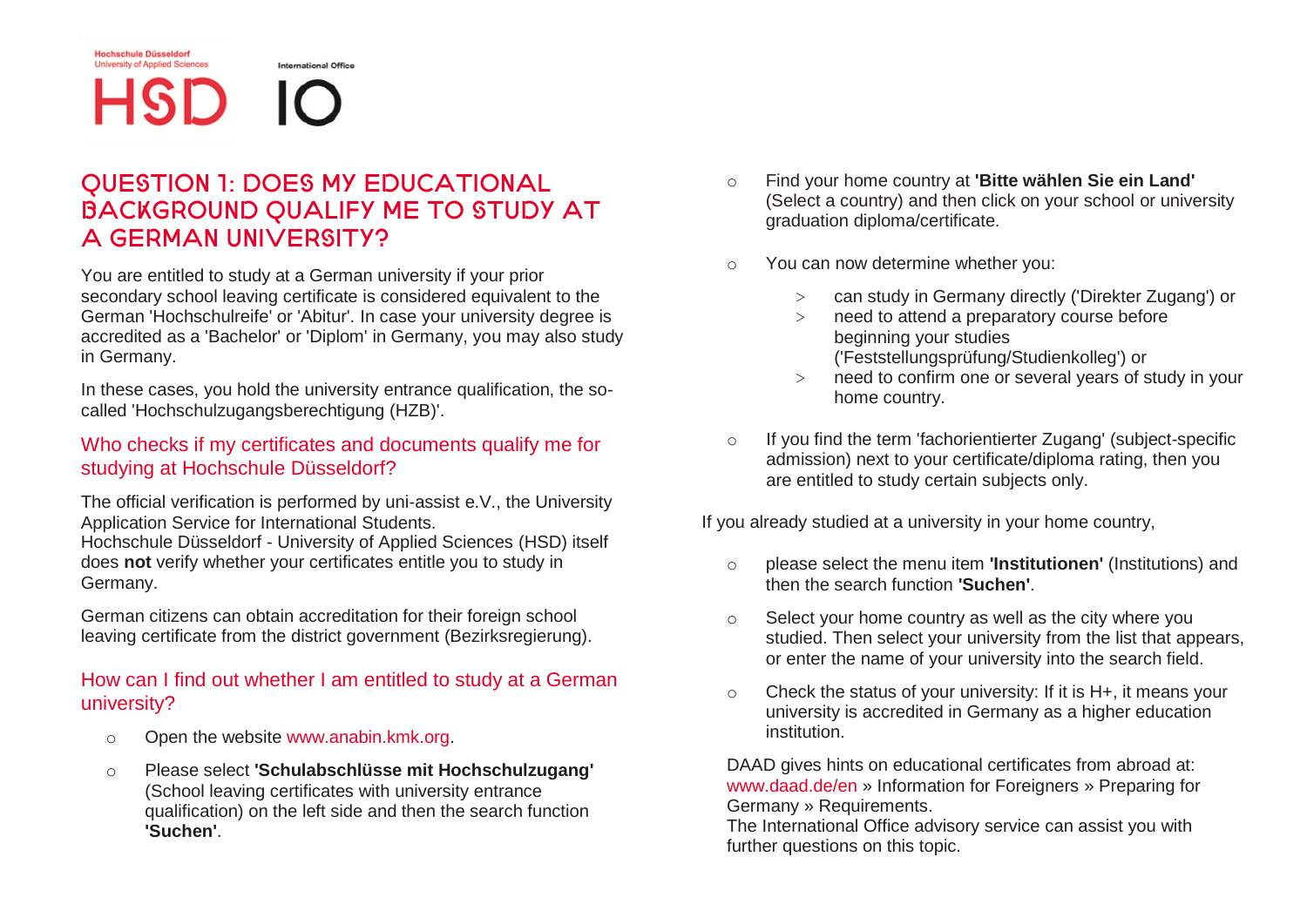# QUESTION 1: DOES MY EDUCATIONAL BACKGROUND QUALIFY ME TO STUDY AT A GERMAN UNIVERSITY?

You are entitled to study at a German university if your prior secondary school leaving certificate is considered equivalent to the German 'Hochschulreife' or 'Abitur'. In case your university degree is accredited as a 'Bachelor' or 'Diplom' in Germany, you may also study in Germany.

In these cases, you hold the university entrance qualification, the so-called 'Hochschulzugangsberechtigung (HZB)'.

## Who checks if my certificates and documents qualify me for studying at Hochschule Düsseldorf?

The official verification is performed by uni-assist e.V., the University Application Service for International Students.
Hochschule Düsseldorf - University of Applied Sciences (HSD) itself does **not** verify whether your certificates entitle you to study in Germany.

German citizens can obtain accreditation for their foreign school leaving certificate from the district government (Bezirksregierung).

## How can I find out whether I am entitled to study at a German university?

- Open the website www.anabin.kmk.org.
- Please select **'Schulabschlüsse mit Hochschulzugang'** (School leaving certificates with university entrance qualification) on the left side and then the search function **'Suchen'**.
- Find your home country at **'Bitte wählen Sie ein Land'** (Select a country) and then click on your school or university graduation diploma/certificate.
- You can now determine whether you:
  - can study in Germany directly ('Direkter Zugang') or
  - need to attend a preparatory course before beginning your studies ('Feststellungsprüfung/Studienkolleg') or
  - need to confirm one or several years of study in your home country.
- If you find the term 'fachorientierter Zugang' (subject-specific admission) next to your certificate/diploma rating, then you are entitled to study certain subjects only.

If you already studied at a university in your home country,

- please select the menu item **'Institutionen'** (Institutions) and then the search function **'Suchen'**.
- Select your home country as well as the city where you studied. Then select your university from the list that appears, or enter the name of your university into the search field.
- Check the status of your university: If it is H+, it means your university is accredited in Germany as a higher education institution.

DAAD gives hints on educational certificates from abroad at: www.daad.de/en » Information for Foreigners » Preparing for Germany » Requirements.
The International Office advisory service can assist you with further questions on this topic.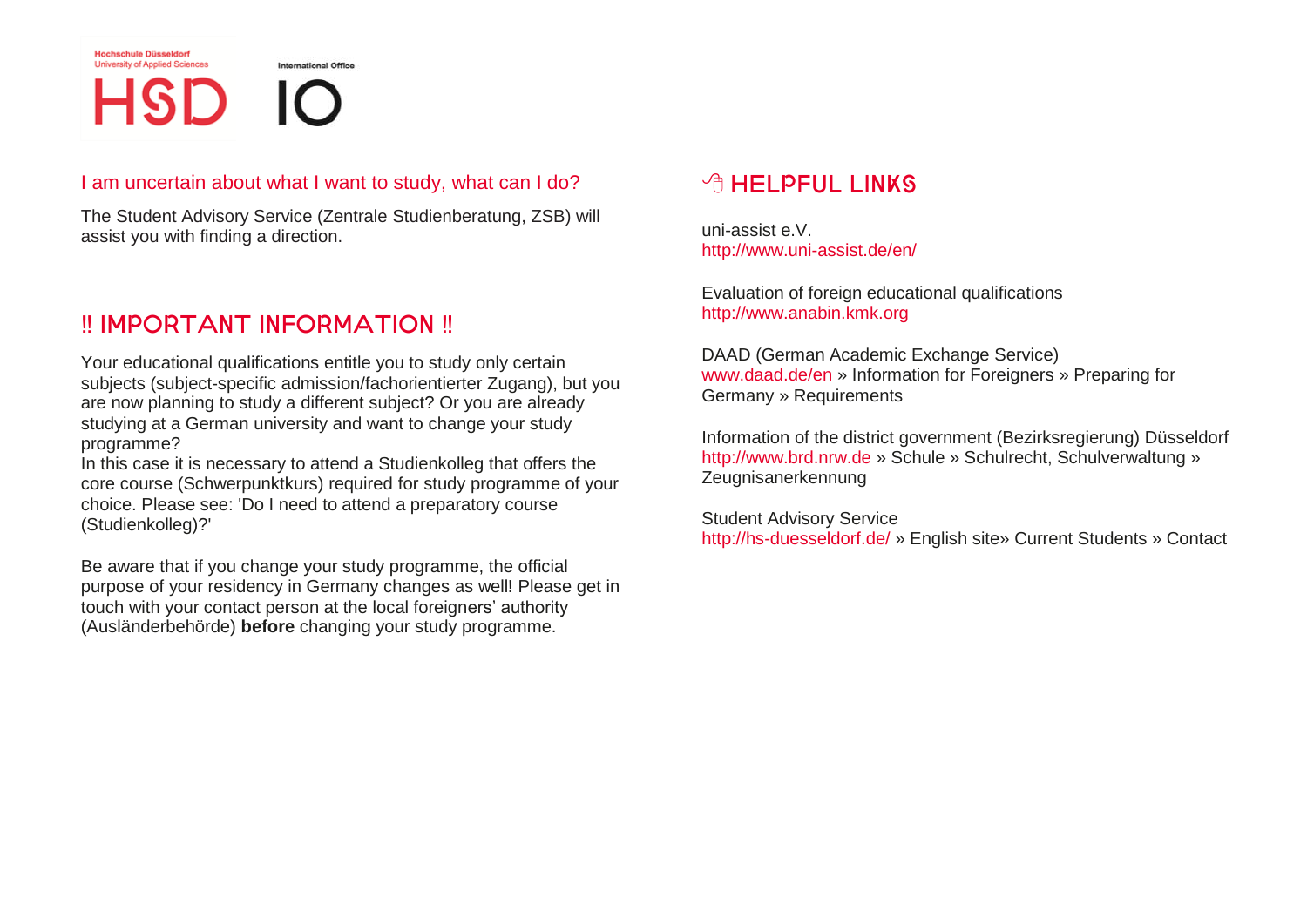I am uncertain about what I want to study, what can I do?

The Student Advisory Service (Zentrale Studienberatung, ZSB) will assist you with finding a direction.

## !! IMPORTANT INFORMATION !!

Your educational qualifications entitle you to study only certain subjects (subject-specific admission/fachorientierter Zugang), but you are now planning to study a different subject? Or you are already studying at a German university and want to change your study programme?
In this case it is necessary to attend a Studienkolleg that offers the core course (Schwerpunktkurs) required for study programme of your choice. Please see: 'Do I need to attend a preparatory course (Studienkolleg)?'

Be aware that if you change your study programme, the official purpose of your residency in Germany changes as well! Please get in touch with your contact person at the local foreigners' authority (Ausländerbehörde) **before** changing your study programme.

## HELPFUL LINKS

uni-assist e.V.
http://www.uni-assist.de/en/

Evaluation of foreign educational qualifications
http://www.anabin.kmk.org

DAAD (German Academic Exchange Service)
www.daad.de/en » Information for Foreigners » Preparing for Germany » Requirements

Information of the district government (Bezirksregierung) Düsseldorf
http://www.brd.nrw.de » Schule » Schulrecht, Schulverwaltung » Zeugnisanerkennung

Student Advisory Service
http://hs-duesseldorf.de/ » English site» Current Students » Contact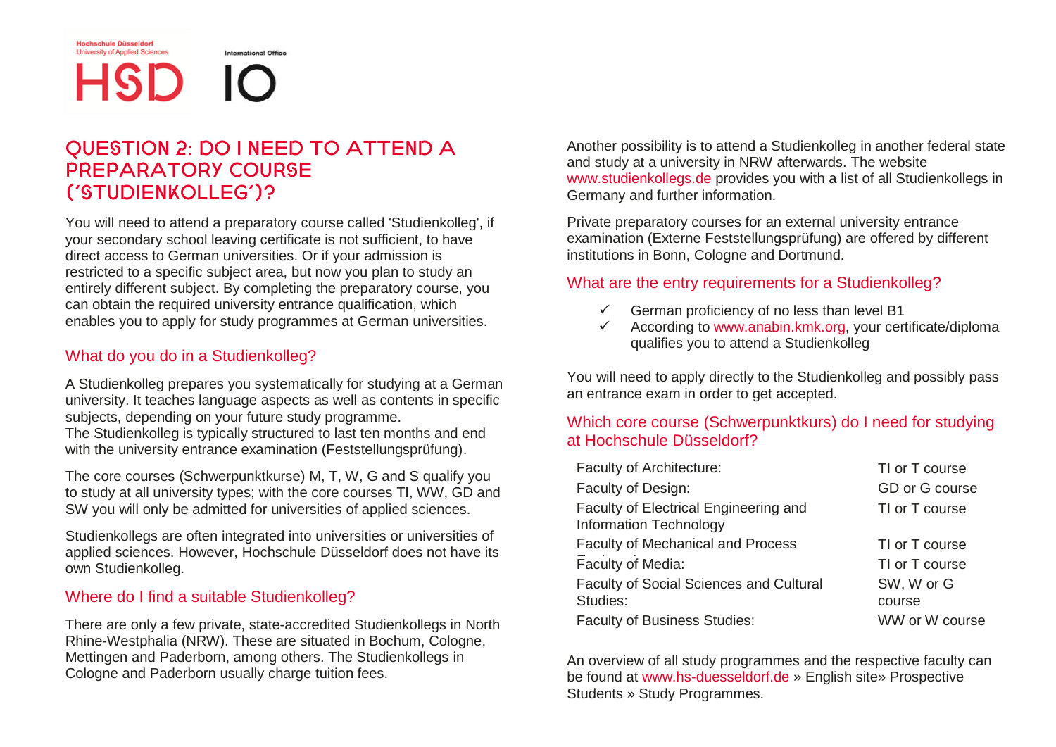# QUESTION 2: DO I NEED TO ATTEND A PREPARATORY COURSE ('STUDIENKOLLEG')?

You will need to attend a preparatory course called 'Studienkolleg', if your secondary school leaving certificate is not sufficient, to have direct access to German universities. Or if your admission is restricted to a specific subject area, but now you plan to study an entirely different subject. By completing the preparatory course, you can obtain the required university entrance qualification, which enables you to apply for study programmes at German universities.

## What do you do in a Studienkolleg?

A Studienkolleg prepares you systematically for studying at a German university. It teaches language aspects as well as contents in specific subjects, depending on your future study programme.
The Studienkolleg is typically structured to last ten months and end with the university entrance examination (Feststellungsprüfung).

The core courses (Schwerpunktkurse) M, T, W, G and S qualify you to study at all university types; with the core courses TI, WW, GD and SW you will only be admitted for universities of applied sciences.

Studienkollegs are often integrated into universities or universities of applied sciences. However, Hochschule Düsseldorf does not have its own Studienkolleg.

## Where do I find a suitable Studienkolleg?

There are only a few private, state-accredited Studienkollegs in North Rhine-Westphalia (NRW). These are situated in Bochum, Cologne, Mettingen and Paderborn, among others. The Studienkollegs in Cologne and Paderborn usually charge tuition fees.

Another possibility is to attend a Studienkolleg in another federal state and study at a university in NRW afterwards. The website www.studienkollegs.de provides you with a list of all Studienkollegs in Germany and further information.

Private preparatory courses for an external university entrance examination (Externe Feststellungsprüfung) are offered by different institutions in Bonn, Cologne and Dortmund.

## What are the entry requirements for a Studienkolleg?

- ✓ German proficiency of no less than level B1
- ✓ According to www.anabin.kmk.org, your certificate/diploma qualifies you to attend a Studienkolleg

You will need to apply directly to the Studienkolleg and possibly pass an entrance exam in order to get accepted.

## Which core course (Schwerpunktkurs) do I need for studying at Hochschule Düsseldorf?

| | |
|---|---|
| Faculty of Architecture: | TI or T course |
| Faculty of Design: | GD or G course |
| Faculty of Electrical Engineering and Information Technology | TI or T course |
| Faculty of Mechanical and Process | TI or T course |
| Faculty of Media: | TI or T course |
| Faculty of Social Sciences and Cultural Studies: | SW, W or G course |
| Faculty of Business Studies: | WW or W course |

An overview of all study programmes and the respective faculty can be found at www.hs-duesseldorf.de » English site» Prospective Students » Study Programmes.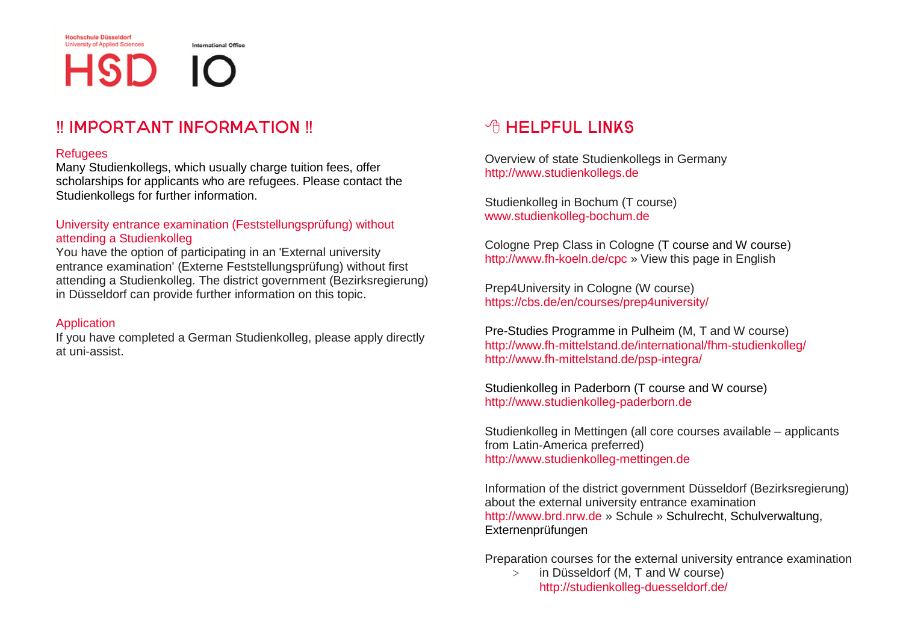## ‼ IMPORTANT INFORMATION ‼

### Refugees

Many Studienkollegs, which usually charge tuition fees, offer scholarships for applicants who are refugees. Please contact the Studienkollegs for further information.

### University entrance examination (Feststellungsprüfung) without attending a Studienkolleg

You have the option of participating in an 'External university entrance examination' (Externe Feststellungsprüfung) without first attending a Studienkolleg. The district government (Bezirksregierung) in Düsseldorf can provide further information on this topic.

### Application

If you have completed a German Studienkolleg, please apply directly at uni-assist.

## HELPFUL LINKS

Overview of state Studienkollegs in Germany
http://www.studienkollegs.de

Studienkolleg in Bochum (T course)
www.studienkolleg-bochum.de

Cologne Prep Class in Cologne (T course and W course)
http://www.fh-koeln.de/cpc » View this page in English

Prep4University in Cologne (W course)
https://cbs.de/en/courses/prep4university/

Pre-Studies Programme in Pulheim (M, T and W course)
http://www.fh-mittelstand.de/international/fhm-studienkolleg/
http://www.fh-mittelstand.de/psp-integra/

Studienkolleg in Paderborn (T course and W course)
http://www.studienkolleg-paderborn.de

Studienkolleg in Mettingen (all core courses available – applicants from Latin-America preferred)
http://www.studienkolleg-mettingen.de

Information of the district government Düsseldorf (Bezirksregierung) about the external university entrance examination
http://www.brd.nrw.de » Schule » Schulrecht, Schulverwaltung, Externenprüfungen

Preparation courses for the external university entrance examination

- in Düsseldorf (M, T and W course)
  http://studienkolleg-duesseldorf.de/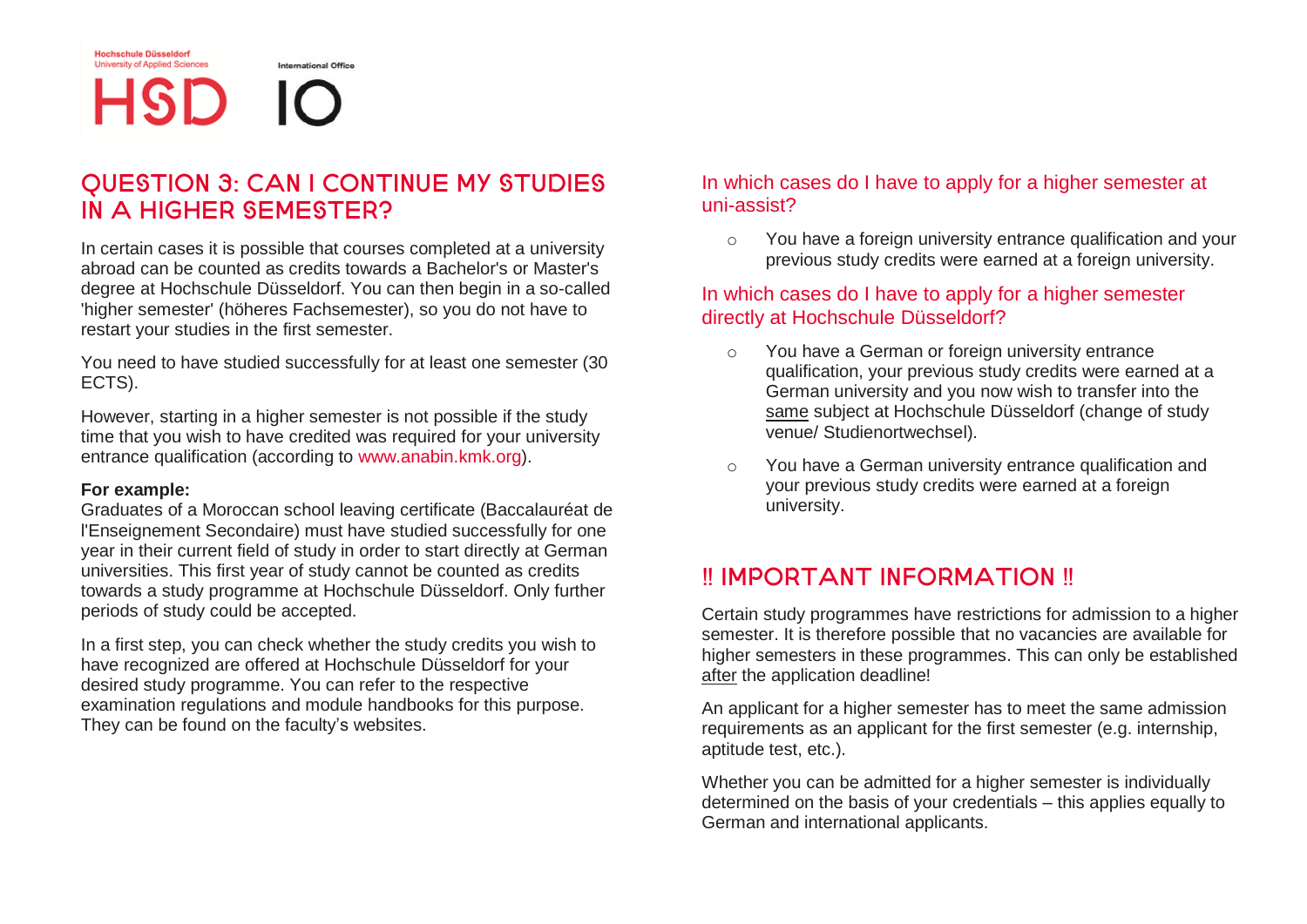# QUESTION 3: CAN I CONTINUE MY STUDIES IN A HIGHER SEMESTER?

In certain cases it is possible that courses completed at a university abroad can be counted as credits towards a Bachelor's or Master's degree at Hochschule Düsseldorf. You can then begin in a so-called 'higher semester' (höheres Fachsemester), so you do not have to restart your studies in the first semester.

You need to have studied successfully for at least one semester (30 ECTS).

However, starting in a higher semester is not possible if the study time that you wish to have credited was required for your university entrance qualification (according to www.anabin.kmk.org).

**For example:**
Graduates of a Moroccan school leaving certificate (Baccalauréat de l'Enseignement Secondaire) must have studied successfully for one year in their current field of study in order to start directly at German universities. This first year of study cannot be counted as credits towards a study programme at Hochschule Düsseldorf. Only further periods of study could be accepted.

In a first step, you can check whether the study credits you wish to have recognized are offered at Hochschule Düsseldorf for your desired study programme. You can refer to the respective examination regulations and module handbooks for this purpose. They can be found on the faculty's websites.

### In which cases do I have to apply for a higher semester at uni-assist?

- You have a foreign university entrance qualification and your previous study credits were earned at a foreign university.

### In which cases do I have to apply for a higher semester directly at Hochschule Düsseldorf?

- You have a German or foreign university entrance qualification, your previous study credits were earned at a German university and you now wish to transfer into the same subject at Hochschule Düsseldorf (change of study venue/ Studienortwechsel).
- You have a German university entrance qualification and your previous study credits were earned at a foreign university.

## ‼ IMPORTANT INFORMATION ‼

Certain study programmes have restrictions for admission to a higher semester. It is therefore possible that no vacancies are available for higher semesters in these programmes. This can only be established after the application deadline!

An applicant for a higher semester has to meet the same admission requirements as an applicant for the first semester (e.g. internship, aptitude test, etc.).

Whether you can be admitted for a higher semester is individually determined on the basis of your credentials – this applies equally to German and international applicants.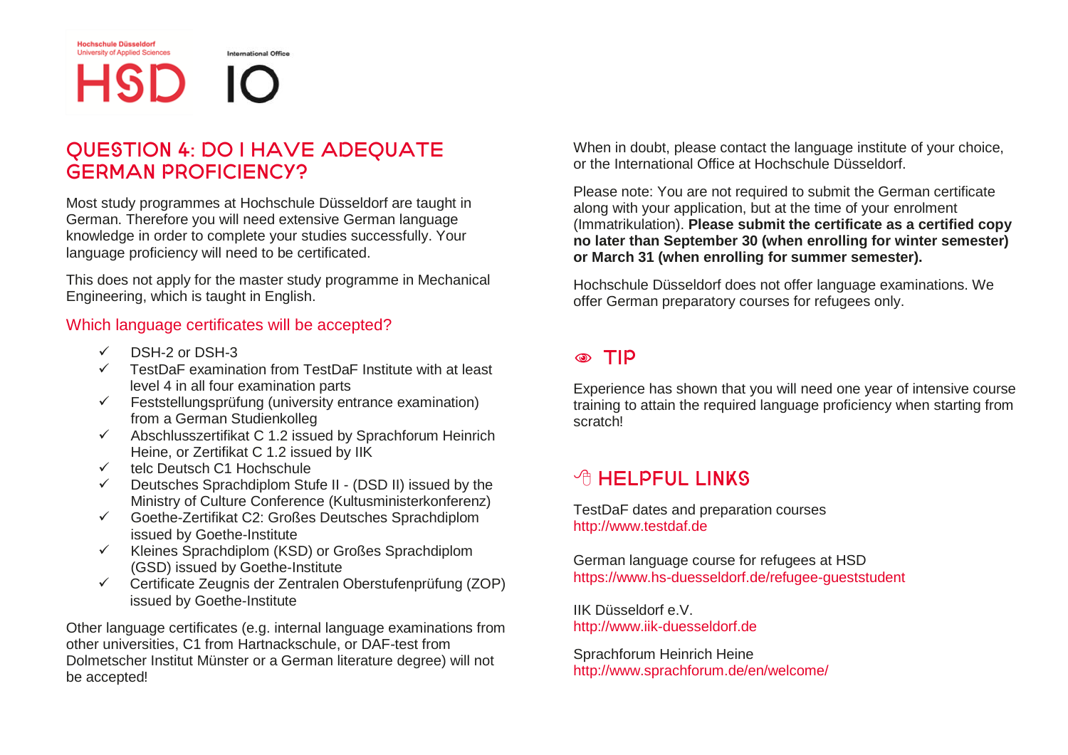Hochschule Düsseldorf
University of Applied Sciences

HSD

International Office

IO

## QUESTION 4: DO I HAVE ADEQUATE GERMAN PROFICIENCY?

Most study programmes at Hochschule Düsseldorf are taught in German. Therefore you will need extensive German language knowledge in order to complete your studies successfully. Your language proficiency will need to be certificated.

This does not apply for the master study programme in Mechanical Engineering, which is taught in English.

### Which language certificates will be accepted?

- ✓ DSH-2 or DSH-3
- ✓ TestDaF examination from TestDaF Institute with at least level 4 in all four examination parts
- ✓ Feststellungsprüfung (university entrance examination) from a German Studienkolleg
- ✓ Abschlusszertifikat C 1.2 issued by Sprachforum Heinrich Heine, or Zertifikat C 1.2 issued by IIK
- ✓ telc Deutsch C1 Hochschule
- ✓ Deutsches Sprachdiplom Stufe II - (DSD II) issued by the Ministry of Culture Conference (Kultusministerkonferenz)
- ✓ Goethe-Zertifikat C2: Großes Deutsches Sprachdiplom issued by Goethe-Institute
- ✓ Kleines Sprachdiplom (KSD) or Großes Sprachdiplom (GSD) issued by Goethe-Institute
- ✓ Certificate Zeugnis der Zentralen Oberstufenprüfung (ZOP) issued by Goethe-Institute

Other language certificates (e.g. internal language examinations from other universities, C1 from Hartnackschule, or DAF-test from Dolmetscher Institut Münster or a German literature degree) will not be accepted!

When in doubt, please contact the language institute of your choice, or the International Office at Hochschule Düsseldorf.

Please note: You are not required to submit the German certificate along with your application, but at the time of your enrolment (Immatrikulation). **Please submit the certificate as a certified copy no later than September 30 (when enrolling for winter semester) or March 31 (when enrolling for summer semester).**

Hochschule Düsseldorf does not offer language examinations. We offer German preparatory courses for refugees only.

## TIP

Experience has shown that you will need one year of intensive course training to attain the required language proficiency when starting from scratch!

## HELPFUL LINKS

TestDaF dates and preparation courses
http://www.testdaf.de

German language course for refugees at HSD
https://www.hs-duesseldorf.de/refugee-gueststudent

IIK Düsseldorf e.V.
http://www.iik-duesseldorf.de

Sprachforum Heinrich Heine
http://www.sprachforum.de/en/welcome/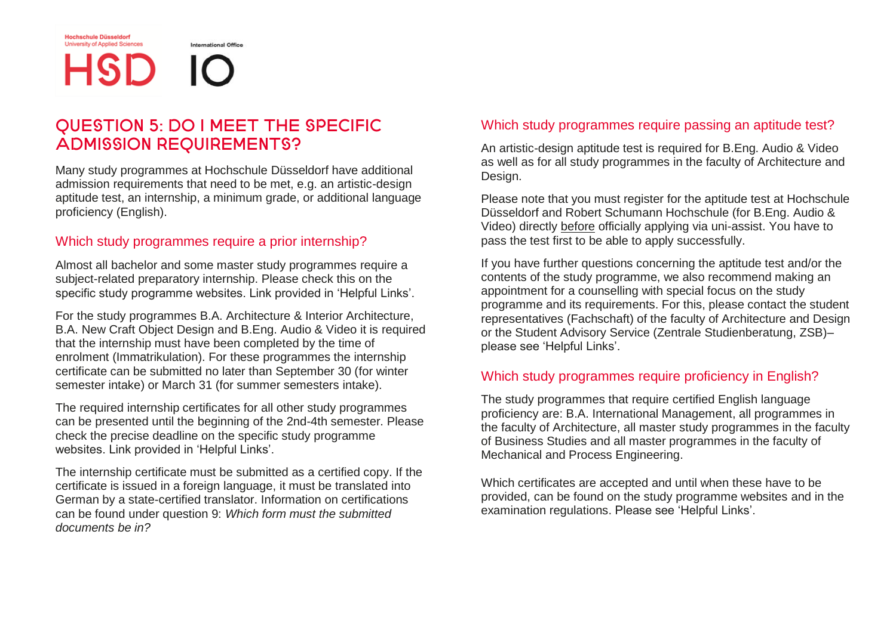# QUESTION 5: DO I MEET THE SPECIFIC ADMISSION REQUIREMENTS?

Many study programmes at Hochschule Düsseldorf have additional admission requirements that need to be met, e.g. an artistic-design aptitude test, an internship, a minimum grade, or additional language proficiency (English).

## Which study programmes require a prior internship?

Almost all bachelor and some master study programmes require a subject-related preparatory internship. Please check this on the specific study programme websites. Link provided in 'Helpful Links'.

For the study programmes B.A. Architecture & Interior Architecture, B.A. New Craft Object Design and B.Eng. Audio & Video it is required that the internship must have been completed by the time of enrolment (Immatrikulation). For these programmes the internship certificate can be submitted no later than September 30 (for winter semester intake) or March 31 (for summer semesters intake).

The required internship certificates for all other study programmes can be presented until the beginning of the 2nd-4th semester. Please check the precise deadline on the specific study programme websites. Link provided in 'Helpful Links'.

The internship certificate must be submitted as a certified copy. If the certificate is issued in a foreign language, it must be translated into German by a state-certified translator. Information on certifications can be found under question 9: *Which form must the submitted documents be in?*

## Which study programmes require passing an aptitude test?

An artistic-design aptitude test is required for B.Eng. Audio & Video as well as for all study programmes in the faculty of Architecture and Design.

Please note that you must register for the aptitude test at Hochschule Düsseldorf and Robert Schumann Hochschule (for B.Eng. Audio & Video) directly before officially applying via uni-assist. You have to pass the test first to be able to apply successfully.

If you have further questions concerning the aptitude test and/or the contents of the study programme, we also recommend making an appointment for a counselling with special focus on the study programme and its requirements. For this, please contact the student representatives (Fachschaft) of the faculty of Architecture and Design or the Student Advisory Service (Zentrale Studienberatung, ZSB)– please see 'Helpful Links'.

## Which study programmes require proficiency in English?

The study programmes that require certified English language proficiency are: B.A. International Management, all programmes in the faculty of Architecture, all master study programmes in the faculty of Business Studies and all master programmes in the faculty of Mechanical and Process Engineering.

Which certificates are accepted and until when these have to be provided, can be found on the study programme websites and in the examination regulations. Please see 'Helpful Links'.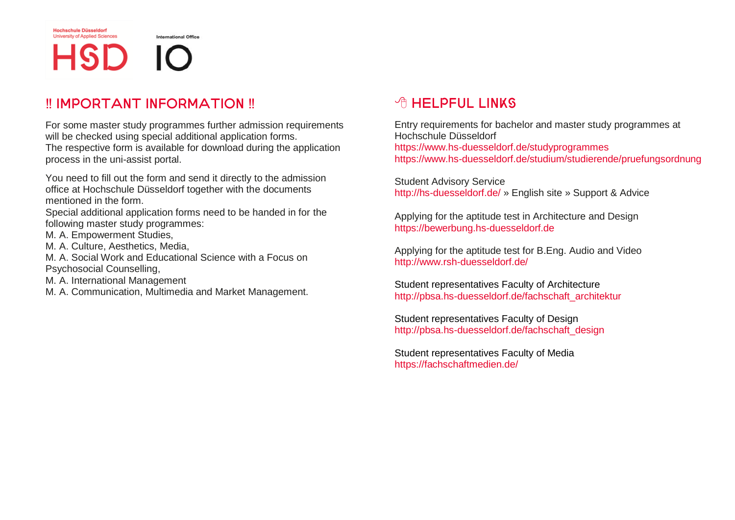## ‼ IMPORTANT INFORMATION ‼

For some master study programmes further admission requirements will be checked using special additional application forms.
The respective form is available for download during the application process in the uni-assist portal.

You need to fill out the form and send it directly to the admission office at Hochschule Düsseldorf together with the documents mentioned in the form.
Special additional application forms need to be handed in for the following master study programmes:
M. A. Empowerment Studies,
M. A. Culture, Aesthetics, Media,
M. A. Social Work and Educational Science with a Focus on Psychosocial Counselling,
M. A. International Management
M. A. Communication, Multimedia and Market Management.

## HELPFUL LINKS

Entry requirements for bachelor and master study programmes at Hochschule Düsseldorf
https://www.hs-duesseldorf.de/studyprogrammes
https://www.hs-duesseldorf.de/studium/studierende/pruefungsordnung

Student Advisory Service
http://hs-duesseldorf.de/ » English site » Support & Advice

Applying for the aptitude test in Architecture and Design
https://bewerbung.hs-duesseldorf.de

Applying for the aptitude test for B.Eng. Audio and Video
http://www.rsh-duesseldorf.de/

Student representatives Faculty of Architecture
http://pbsa.hs-duesseldorf.de/fachschaft_architektur

Student representatives Faculty of Design
http://pbsa.hs-duesseldorf.de/fachschaft_design

Student representatives Faculty of Media
https://fachschaftmedien.de/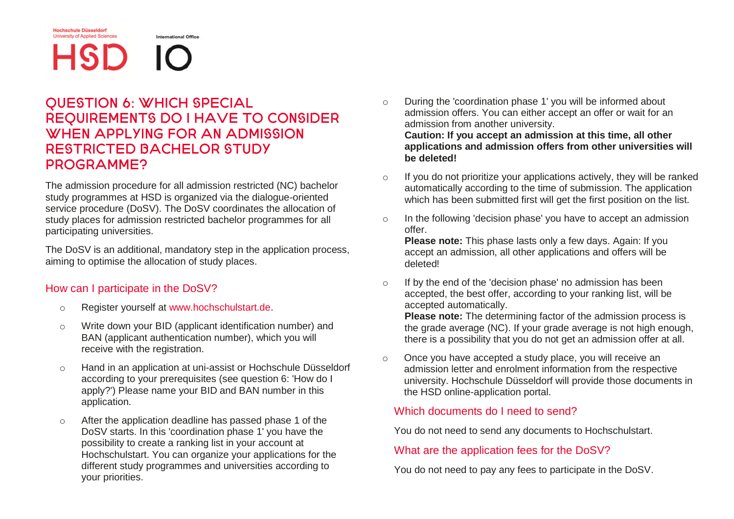# QUESTION 6: WHICH SPECIAL REQUIREMENTS DO I HAVE TO CONSIDER WHEN APPLYING FOR AN ADMISSION RESTRICTED BACHELOR STUDY PROGRAMME?

The admission procedure for all admission restricted (NC) bachelor study programmes at HSD is organized via the dialogue-oriented service procedure (DoSV). The DoSV coordinates the allocation of study places for admission restricted bachelor programmes for all participating universities.

The DoSV is an additional, mandatory step in the application process, aiming to optimise the allocation of study places.

## How can I participate in the DoSV?

- Register yourself at www.hochschulstart.de.
- Write down your BID (applicant identification number) and BAN (applicant authentication number), which you will receive with the registration.
- Hand in an application at uni-assist or Hochschule Düsseldorf according to your prerequisites (see question 6: 'How do I apply?') Please name your BID and BAN number in this application.
- After the application deadline has passed phase 1 of the DoSV starts. In this 'coordination phase 1' you have the possibility to create a ranking list in your account at Hochschulstart. You can organize your applications for the different study programmes and universities according to your priorities.
- During the 'coordination phase 1' you will be informed about admission offers. You can either accept an offer or wait for an admission from another university.
  **Caution: If you accept an admission at this time, all other applications and admission offers from other universities will be deleted!**
- If you do not prioritize your applications actively, they will be ranked automatically according to the time of submission. The application which has been submitted first will get the first position on the list.
- In the following 'decision phase' you have to accept an admission offer.
  **Please note:** This phase lasts only a few days. Again: If you accept an admission, all other applications and offers will be deleted!
- If by the end of the 'decision phase' no admission has been accepted, the best offer, according to your ranking list, will be accepted automatically.
  **Please note:** The determining factor of the admission process is the grade average (NC). If your grade average is not high enough, there is a possibility that you do not get an admission offer at all.
- Once you have accepted a study place, you will receive an admission letter and enrolment information from the respective university. Hochschule Düsseldorf will provide those documents in the HSD online-application portal.

## Which documents do I need to send?

You do not need to send any documents to Hochschulstart.

## What are the application fees for the DoSV?

You do not need to pay any fees to participate in the DoSV.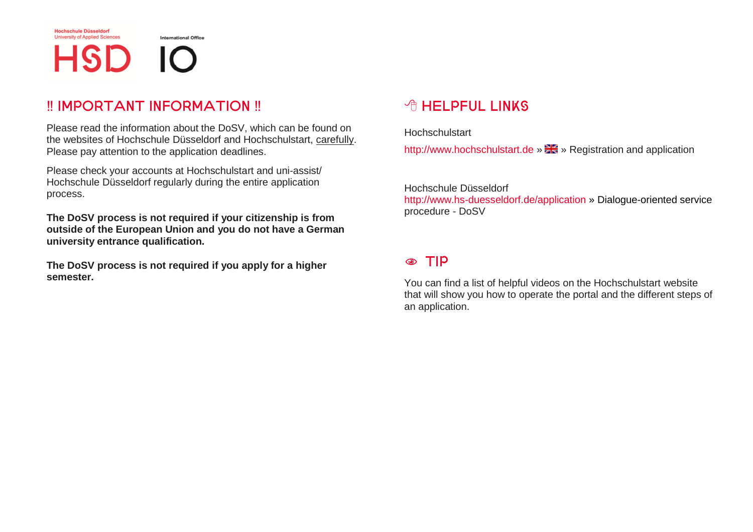## !! IMPORTANT INFORMATION !!

Please read the information about the DoSV, which can be found on the websites of Hochschule Düsseldorf and Hochschulstart, carefully. Please pay attention to the application deadlines.

Please check your accounts at Hochschulstart and uni-assist/ Hochschule Düsseldorf regularly during the entire application process.

**The DoSV process is not required if your citizenship is from outside of the European Union and you do not have a German university entrance qualification.**

**The DoSV process is not required if you apply for a higher semester.**

## HELPFUL LINKS

Hochschulstart

http://www.hochschulstart.de » » Registration and application

Hochschule Düsseldorf
http://www.hs-duesseldorf.de/application » Dialogue-oriented service procedure - DoSV

## TIP

You can find a list of helpful videos on the Hochschulstart website that will show you how to operate the portal and the different steps of an application.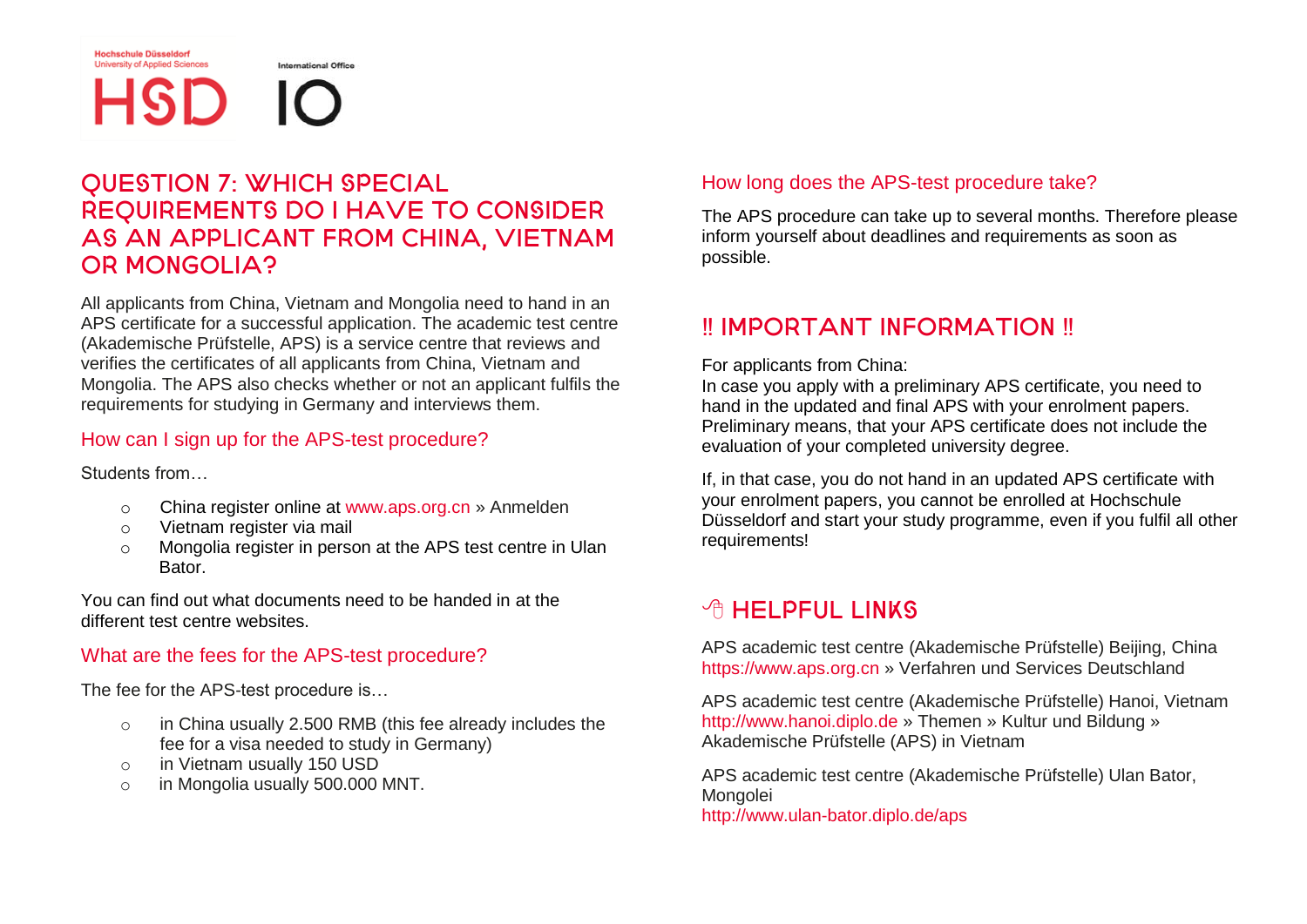# QUESTION 7: WHICH SPECIAL REQUIREMENTS DO I HAVE TO CONSIDER AS AN APPLICANT FROM CHINA, VIETNAM OR MONGOLIA?

All applicants from China, Vietnam and Mongolia need to hand in an APS certificate for a successful application. The academic test centre (Akademische Prüfstelle, APS) is a service centre that reviews and verifies the certificates of all applicants from China, Vietnam and Mongolia. The APS also checks whether or not an applicant fulfils the requirements for studying in Germany and interviews them.

## How can I sign up for the APS-test procedure?

Students from…

- China register online at www.aps.org.cn » Anmelden
- Vietnam register via mail
- Mongolia register in person at the APS test centre in Ulan Bator.

You can find out what documents need to be handed in at the different test centre websites.

## What are the fees for the APS-test procedure?

The fee for the APS-test procedure is…

- in China usually 2.500 RMB (this fee already includes the fee for a visa needed to study in Germany)
- in Vietnam usually 150 USD
- in Mongolia usually 500.000 MNT.

## How long does the APS-test procedure take?

The APS procedure can take up to several months. Therefore please inform yourself about deadlines and requirements as soon as possible.

# ‼ IMPORTANT INFORMATION ‼

For applicants from China:
In case you apply with a preliminary APS certificate, you need to hand in the updated and final APS with your enrolment papers. Preliminary means, that your APS certificate does not include the evaluation of your completed university degree.

If, in that case, you do not hand in an updated APS certificate with your enrolment papers, you cannot be enrolled at Hochschule Düsseldorf and start your study programme, even if you fulfil all other requirements!

# HELPFUL LINKS

APS academic test centre (Akademische Prüfstelle) Beijing, China
https://www.aps.org.cn » Verfahren und Services Deutschland

APS academic test centre (Akademische Prüfstelle) Hanoi, Vietnam
http://www.hanoi.diplo.de » Themen » Kultur und Bildung » Akademische Prüfstelle (APS) in Vietnam

APS academic test centre (Akademische Prüfstelle) Ulan Bator, Mongolei
http://www.ulan-bator.diplo.de/aps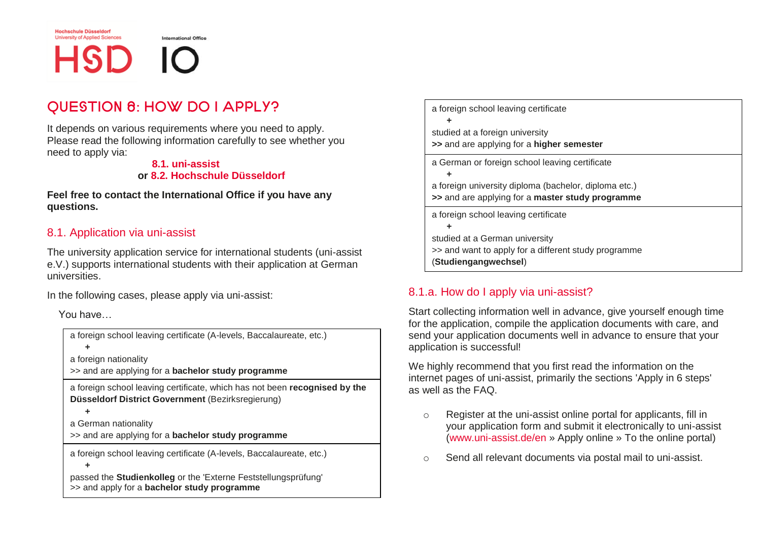Hochschule Düsseldorf
University of Applied Sciences

HSD

International Office

IO

# QUESTION 8: HOW DO I APPLY?

It depends on various requirements where you need to apply. Please read the following information carefully to see whether you need to apply via:

**8.1. uni-assist**
**or 8.2. Hochschule Düsseldorf**

**Feel free to contact the International Office if you have any questions.**

## 8.1. Application via uni-assist

The university application service for international students (uni-assist e.V.) supports international students with their application at German universities.

In the following cases, please apply via uni-assist:

You have…

| |
|---|
| a foreign school leaving certificate (A-levels, Baccalaureate, etc.)<br>**+**<br>a foreign nationality<br>>> and are applying for a **bachelor study programme** |
| a foreign school leaving certificate, which has not been **recognised by the Düsseldorf District Government** (Bezirksregierung)<br>**+**<br>a German nationality<br>>> and are applying for a **bachelor study programme** |
| a foreign school leaving certificate (A-levels, Baccalaureate, etc.)<br>**+**<br>passed the **Studienkolleg** or the 'Externe Feststellungsprüfung'<br>>> and apply for a **bachelor study programme** |
| a foreign school leaving certificate<br>**+**<br>studied at a foreign university<br>**>>** and are applying for a **higher semester** |
| a German or foreign school leaving certificate<br>**+**<br>a foreign university diploma (bachelor, diploma etc.)<br>**>>** and are applying for a **master study programme** |
| a foreign school leaving certificate<br>**+**<br>studied at a German university<br>>> and want to apply for a different study programme (**Studiengangwechsel**) |

### 8.1.a. How do I apply via uni-assist?

Start collecting information well in advance, give yourself enough time for the application, compile the application documents with care, and send your application documents well in advance to ensure that your application is successful!

We highly recommend that you first read the information on the internet pages of uni-assist, primarily the sections 'Apply in 6 steps' as well as the FAQ.

- Register at the uni-assist online portal for applicants, fill in your application form and submit it electronically to uni-assist (www.uni-assist.de/en » Apply online » To the online portal)
- Send all relevant documents via postal mail to uni-assist.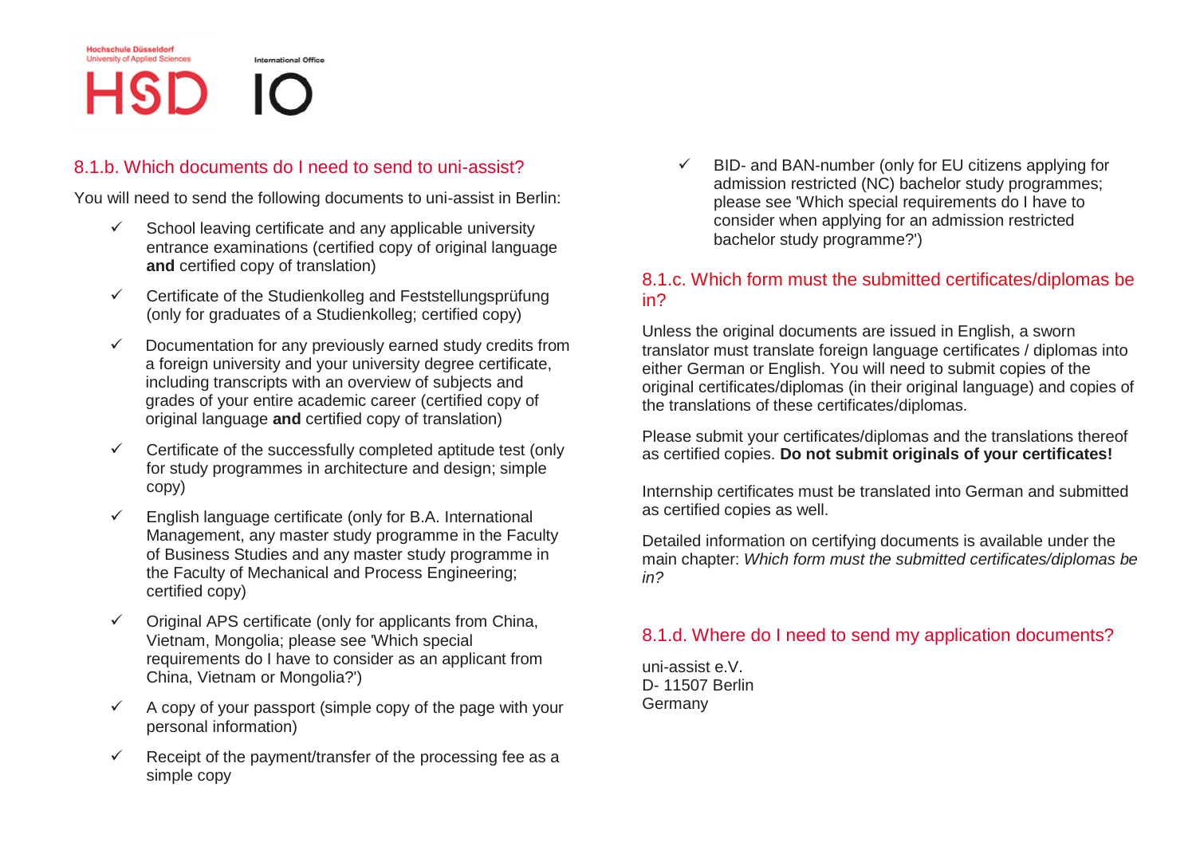### 8.1.b. Which documents do I need to send to uni-assist?

You will need to send the following documents to uni-assist in Berlin:

- ✓ School leaving certificate and any applicable university entrance examinations (certified copy of original language **and** certified copy of translation)
- ✓ Certificate of the Studienkolleg and Feststellungsprüfung (only for graduates of a Studienkolleg; certified copy)
- ✓ Documentation for any previously earned study credits from a foreign university and your university degree certificate, including transcripts with an overview of subjects and grades of your entire academic career (certified copy of original language **and** certified copy of translation)
- ✓ Certificate of the successfully completed aptitude test (only for study programmes in architecture and design; simple copy)
- ✓ English language certificate (only for B.A. International Management, any master study programme in the Faculty of Business Studies and any master study programme in the Faculty of Mechanical and Process Engineering; certified copy)
- ✓ Original APS certificate (only for applicants from China, Vietnam, Mongolia; please see 'Which special requirements do I have to consider as an applicant from China, Vietnam or Mongolia?')
- ✓ A copy of your passport (simple copy of the page with your personal information)
- ✓ Receipt of the payment/transfer of the processing fee as a simple copy
- ✓ BID- and BAN-number (only for EU citizens applying for admission restricted (NC) bachelor study programmes; please see 'Which special requirements do I have to consider when applying for an admission restricted bachelor study programme?')

### 8.1.c. Which form must the submitted certificates/diplomas be in?

Unless the original documents are issued in English, a sworn translator must translate foreign language certificates / diplomas into either German or English. You will need to submit copies of the original certificates/diplomas (in their original language) and copies of the translations of these certificates/diplomas.

Please submit your certificates/diplomas and the translations thereof as certified copies. **Do not submit originals of your certificates!**

Internship certificates must be translated into German and submitted as certified copies as well.

Detailed information on certifying documents is available under the main chapter: *Which form must the submitted certificates/diplomas be in?*

### 8.1.d. Where do I need to send my application documents?

uni-assist e.V.
D- 11507 Berlin
Germany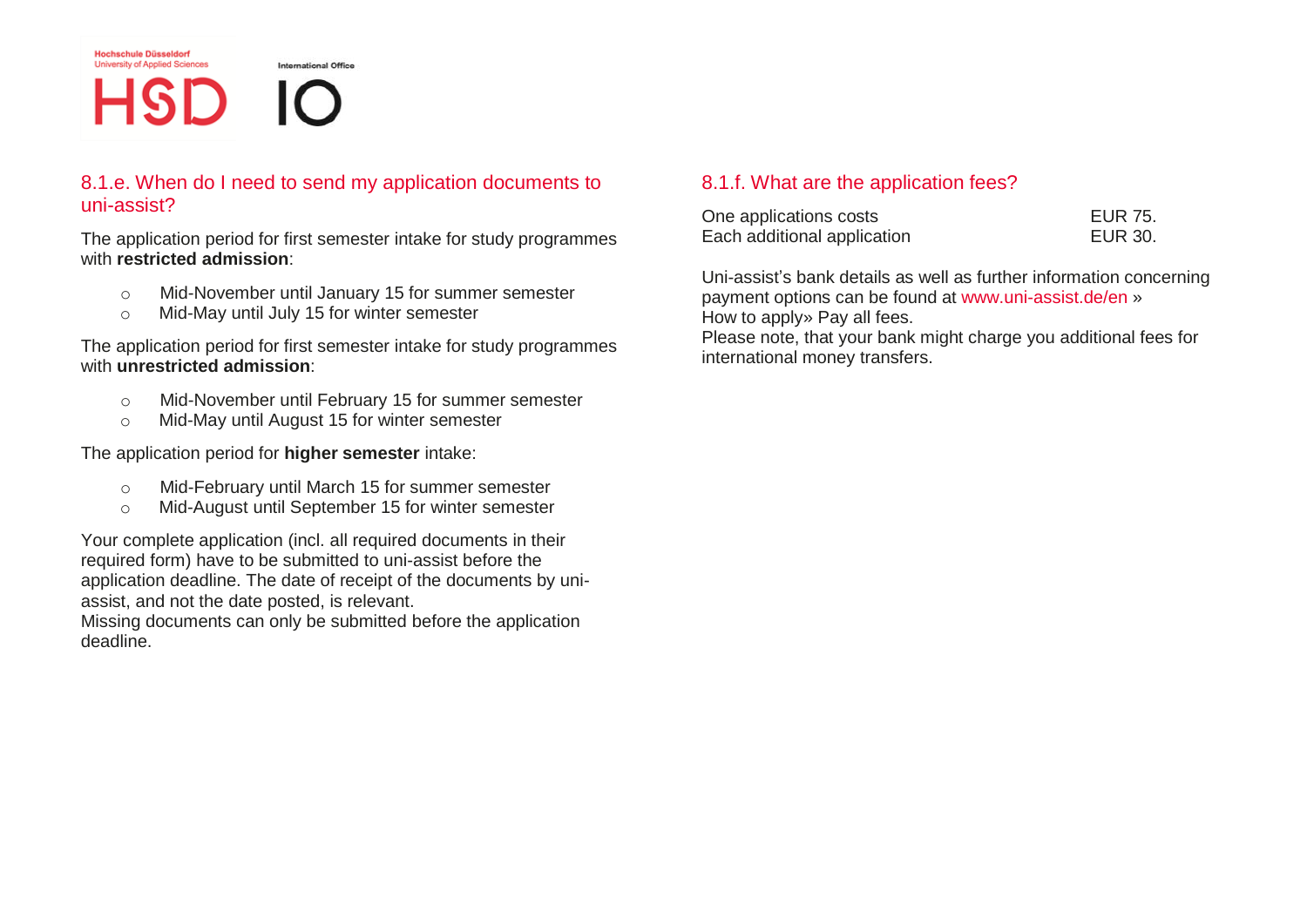## 8.1.e. When do I need to send my application documents to uni-assist?

The application period for first semester intake for study programmes with **restricted admission**:

- Mid-November until January 15 for summer semester
- Mid-May until July 15 for winter semester

The application period for first semester intake for study programmes with **unrestricted admission**:

- Mid-November until February 15 for summer semester
- Mid-May until August 15 for winter semester

The application period for **higher semester** intake:

- Mid-February until March 15 for summer semester
- Mid-August until September 15 for winter semester

Your complete application (incl. all required documents in their required form) have to be submitted to uni-assist before the application deadline. The date of receipt of the documents by uni-assist, and not the date posted, is relevant.
Missing documents can only be submitted before the application deadline.

## 8.1.f. What are the application fees?

| | |
|---|---|
| One applications costs | EUR 75. |
| Each additional application | EUR 30. |

Uni-assist's bank details as well as further information concerning payment options can be found at www.uni-assist.de/en » How to apply» Pay all fees.
Please note, that your bank might charge you additional fees for international money transfers.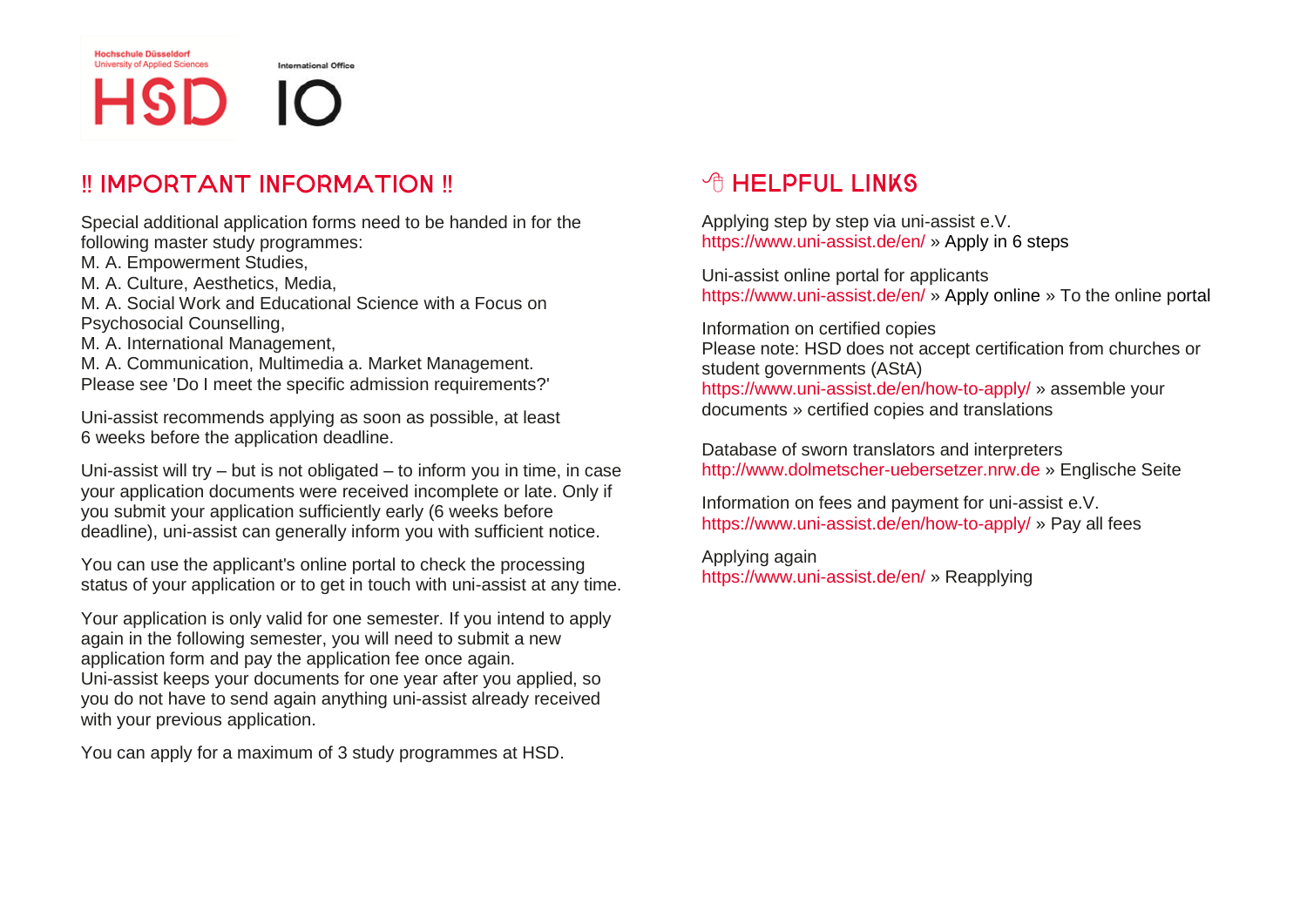Hochschule Düsseldorf
University of Applied Sciences

HSD

International Office

IO

## ‼ IMPORTANT INFORMATION ‼

Special additional application forms need to be handed in for the following master study programmes:
M. A. Empowerment Studies,
M. A. Culture, Aesthetics, Media,
M. A. Social Work and Educational Science with a Focus on Psychosocial Counselling,
M. A. International Management,
M. A. Communication, Multimedia a. Market Management.
Please see 'Do I meet the specific admission requirements?'

Uni-assist recommends applying as soon as possible, at least 6 weeks before the application deadline.

Uni-assist will try – but is not obligated – to inform you in time, in case your application documents were received incomplete or late. Only if you submit your application sufficiently early (6 weeks before deadline), uni-assist can generally inform you with sufficient notice.

You can use the applicant's online portal to check the processing status of your application or to get in touch with uni-assist at any time.

Your application is only valid for one semester. If you intend to apply again in the following semester, you will need to submit a new application form and pay the application fee once again.
Uni-assist keeps your documents for one year after you applied, so you do not have to send again anything uni-assist already received with your previous application.

You can apply for a maximum of 3 study programmes at HSD.

## HELPFUL LINKS

Applying step by step via uni-assist e.V.
https://www.uni-assist.de/en/ » Apply in 6 steps

Uni-assist online portal for applicants
https://www.uni-assist.de/en/ » Apply online » To the online portal

Information on certified copies
Please note: HSD does not accept certification from churches or student governments (AStA)
https://www.uni-assist.de/en/how-to-apply/ » assemble your documents » certified copies and translations

Database of sworn translators and interpreters
http://www.dolmetscher-uebersetzer.nrw.de » Englische Seite

Information on fees and payment for uni-assist e.V.
https://www.uni-assist.de/en/how-to-apply/ » Pay all fees

Applying again
https://www.uni-assist.de/en/ » Reapplying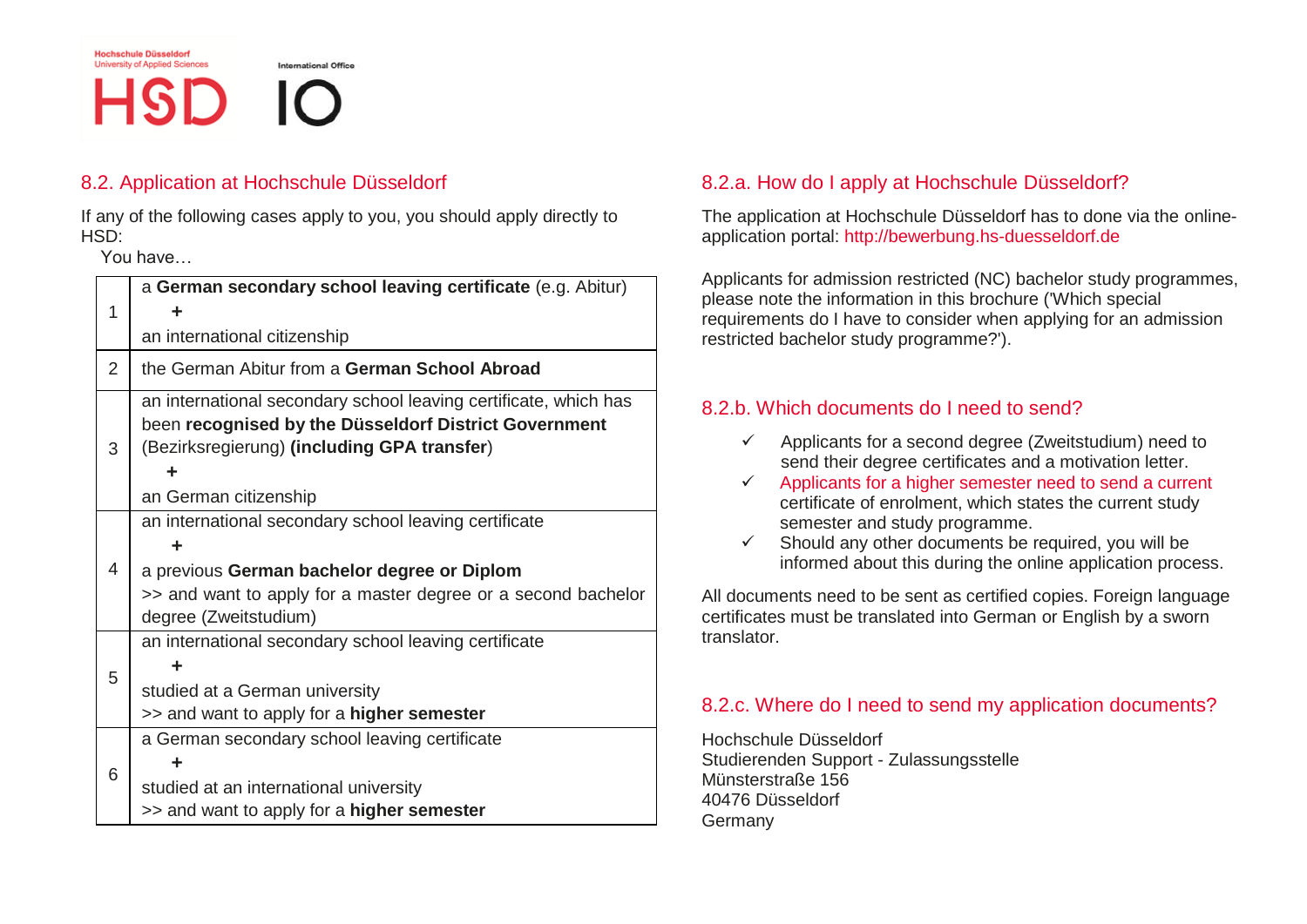## 8.2. Application at Hochschule Düsseldorf

If any of the following cases apply to you, you should apply directly to HSD:

You have…

| | |
|---|---|
| 1 | a **German secondary school leaving certificate** (e.g. Abitur) <br> **+** <br> an international citizenship |
| 2 | the German Abitur from a **German School Abroad** |
| 3 | an international secondary school leaving certificate, which has been **recognised by the Düsseldorf District Government** (Bezirksregierung) **(including GPA transfer)** <br> **+** <br> an German citizenship |
| 4 | an international secondary school leaving certificate <br> **+** <br> a previous **German bachelor degree or Diplom** <br> >> and want to apply for a master degree or a second bachelor degree (Zweitstudium) |
| 5 | an international secondary school leaving certificate <br> **+** <br> studied at a German university <br> >> and want to apply for a **higher semester** |
| 6 | a German secondary school leaving certificate <br> **+** <br> studied at an international university <br> >> and want to apply for a **higher semester** |

## 8.2.a. How do I apply at Hochschule Düsseldorf?

The application at Hochschule Düsseldorf has to done via the online-application portal: http://bewerbung.hs-duesseldorf.de

Applicants for admission restricted (NC) bachelor study programmes, please note the information in this brochure ('Which special requirements do I have to consider when applying for an admission restricted bachelor study programme?').

## 8.2.b. Which documents do I need to send?

- ✓ Applicants for a second degree (Zweitstudium) need to send their degree certificates and a motivation letter.
- ✓ Applicants for a higher semester need to send a current certificate of enrolment, which states the current study semester and study programme.
- ✓ Should any other documents be required, you will be informed about this during the online application process.

All documents need to be sent as certified copies. Foreign language certificates must be translated into German or English by a sworn translator.

## 8.2.c. Where do I need to send my application documents?

Hochschule Düsseldorf
Studierenden Support - Zulassungsstelle
Münsterstraße 156
40476 Düsseldorf
Germany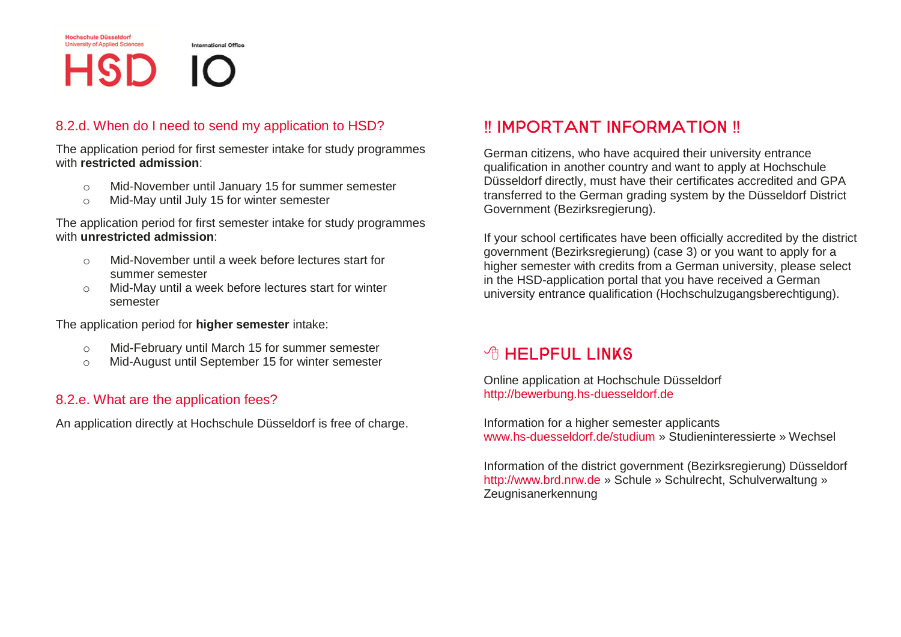### 8.2.d. When do I need to send my application to HSD?

The application period for first semester intake for study programmes with **restricted admission**:

- Mid-November until January 15 for summer semester
- Mid-May until July 15 for winter semester

The application period for first semester intake for study programmes with **unrestricted admission**:

- Mid-November until a week before lectures start for summer semester
- Mid-May until a week before lectures start for winter semester

The application period for **higher semester** intake:

- Mid-February until March 15 for summer semester
- Mid-August until September 15 for winter semester

### 8.2.e. What are the application fees?

An application directly at Hochschule Düsseldorf is free of charge.

## ‼ IMPORTANT INFORMATION ‼

German citizens, who have acquired their university entrance qualification in another country and want to apply at Hochschule Düsseldorf directly, must have their certificates accredited and GPA transferred to the German grading system by the Düsseldorf District Government (Bezirksregierung).

If your school certificates have been officially accredited by the district government (Bezirksregierung) (case 3) or you want to apply for a higher semester with credits from a German university, please select in the HSD-application portal that you have received a German university entrance qualification (Hochschulzugangsberechtigung).

## HELPFUL LINKS

Online application at Hochschule Düsseldorf
http://bewerbung.hs-duesseldorf.de

Information for a higher semester applicants
www.hs-duesseldorf.de/studium » Studieninteressierte » Wechsel

Information of the district government (Bezirksregierung) Düsseldorf
http://www.brd.nrw.de » Schule » Schulrecht, Schulverwaltung » Zeugnisanerkennung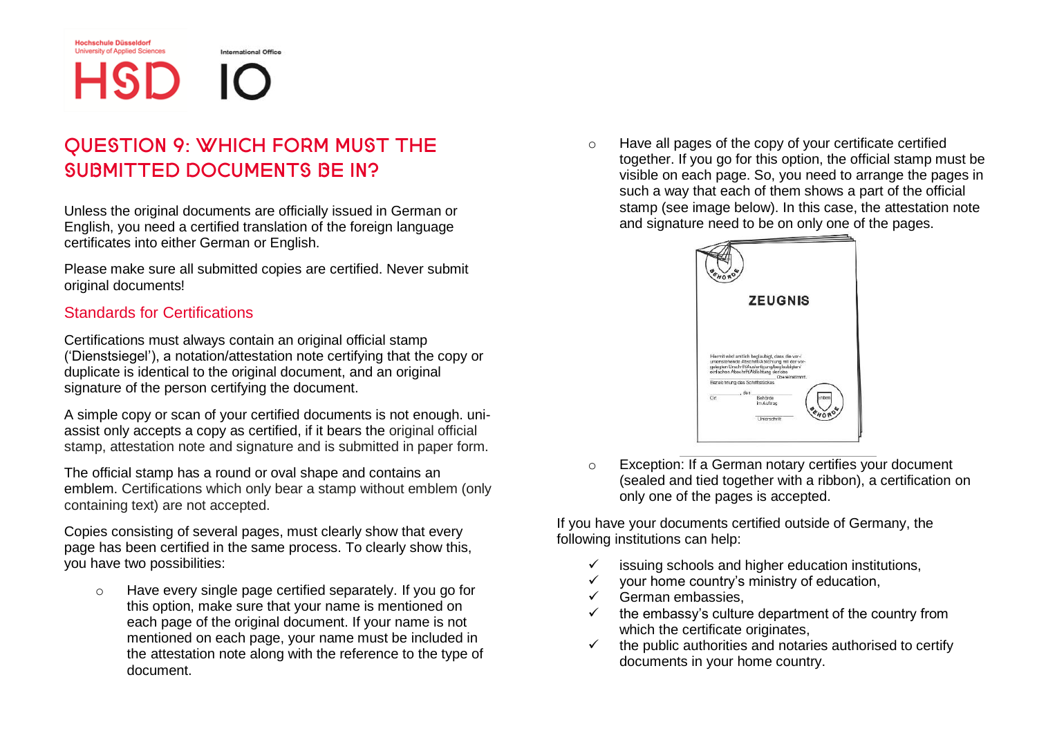# QUESTION 9: WHICH FORM MUST THE SUBMITTED DOCUMENTS BE IN?

Unless the original documents are officially issued in German or English, you need a certified translation of the foreign language certificates into either German or English.

Please make sure all submitted copies are certified. Never submit original documents!

## Standards for Certifications

Certifications must always contain an original official stamp ('Dienstsiegel'), a notation/attestation note certifying that the copy or duplicate is identical to the original document, and an original signature of the person certifying the document.

A simple copy or scan of your certified documents is not enough. uni-assist only accepts a copy as certified, if it bears the original official stamp, attestation note and signature and is submitted in paper form.

The official stamp has a round or oval shape and contains an emblem. Certifications which only bear a stamp without emblem (only containing text) are not accepted.

Copies consisting of several pages, must clearly show that every page has been certified in the same process. To clearly show this, you have two possibilities:

- Have every single page certified separately. If you go for this option, make sure that your name is mentioned on each page of the original document. If your name is not mentioned on each page, your name must be included in the attestation note along with the reference to the type of document.
- Have all pages of the copy of your certificate certified together. If you go for this option, the official stamp must be visible on each page. So, you need to arrange the pages in such a way that each of them shows a part of the official stamp (see image below). In this case, the attestation note and signature need to be on only one of the pages.
- Exception: If a German notary certifies your document (sealed and tied together with a ribbon), a certification on only one of the pages is accepted.

If you have your documents certified outside of Germany, the following institutions can help:

- ✓ issuing schools and higher education institutions,
- ✓ your home country's ministry of education,
- ✓ German embassies,
- ✓ the embassy's culture department of the country from which the certificate originates,
- ✓ the public authorities and notaries authorised to certify documents in your home country.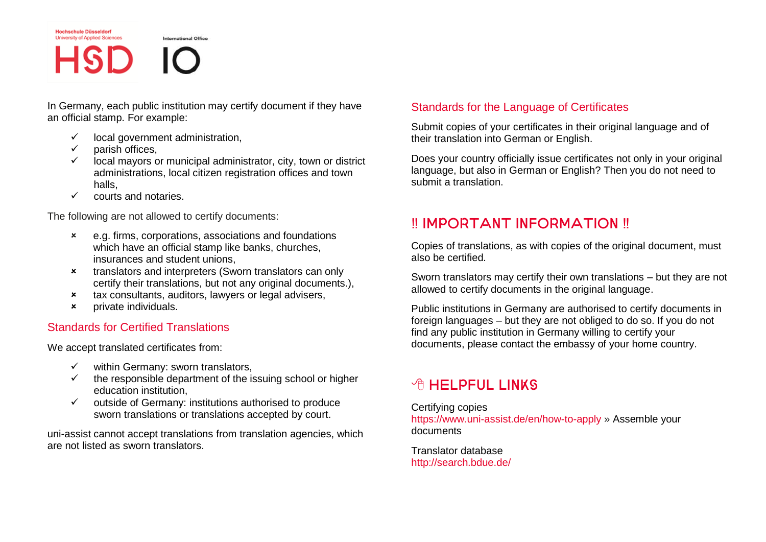In Germany, each public institution may certify document if they have an official stamp. For example:

- ✓ local government administration,
- ✓ parish offices,
- ✓ local mayors or municipal administrator, city, town or district administrations, local citizen registration offices and town halls,
- ✓ courts and notaries.

The following are not allowed to certify documents:

- ✗ e.g. firms, corporations, associations and foundations which have an official stamp like banks, churches, insurances and student unions,
- ✗ translators and interpreters (Sworn translators can only certify their translations, but not any original documents.),
- ✗ tax consultants, auditors, lawyers or legal advisers,
- ✗ private individuals.

## Standards for Certified Translations

We accept translated certificates from:

- ✓ within Germany: sworn translators,
- ✓ the responsible department of the issuing school or higher education institution,
- ✓ outside of Germany: institutions authorised to produce sworn translations or translations accepted by court.

uni-assist cannot accept translations from translation agencies, which are not listed as sworn translators.

## Standards for the Language of Certificates

Submit copies of your certificates in their original language and of their translation into German or English.

Does your country officially issue certificates not only in your original language, but also in German or English? Then you do not need to submit a translation.

# ‼ IMPORTANT INFORMATION ‼

Copies of translations, as with copies of the original document, must also be certified.

Sworn translators may certify their own translations – but they are not allowed to certify documents in the original language.

Public institutions in Germany are authorised to certify documents in foreign languages – but they are not obliged to do so. If you do not find any public institution in Germany willing to certify your documents, please contact the embassy of your home country.

# HELPFUL LINKS

Certifying copies
https://www.uni-assist.de/en/how-to-apply » Assemble your documents

Translator database
http://search.bdue.de/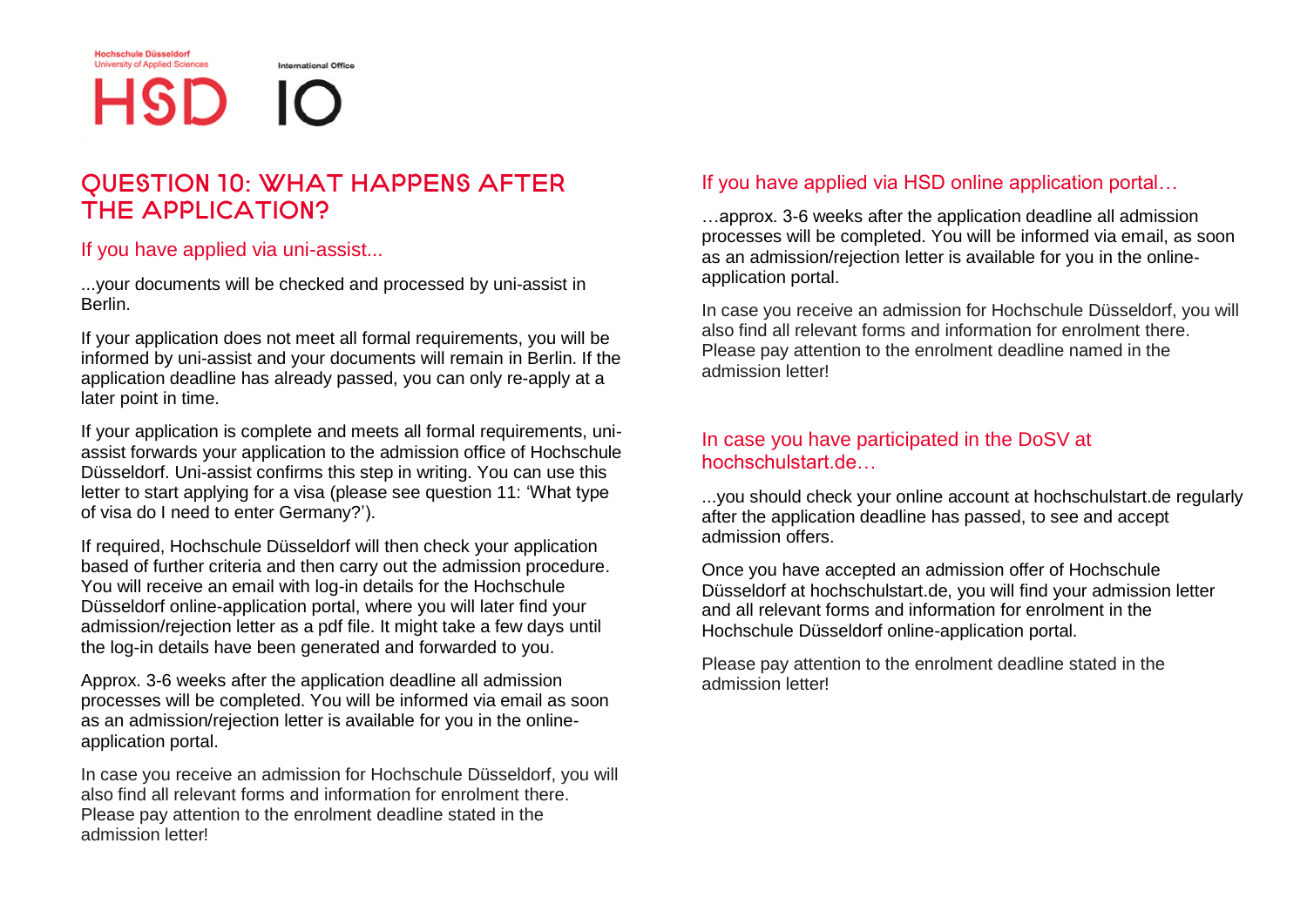# QUESTION 10: WHAT HAPPENS AFTER THE APPLICATION?

## If you have applied via uni-assist...

...your documents will be checked and processed by uni-assist in Berlin.

If your application does not meet all formal requirements, you will be informed by uni-assist and your documents will remain in Berlin. If the application deadline has already passed, you can only re-apply at a later point in time.

If your application is complete and meets all formal requirements, uni-assist forwards your application to the admission office of Hochschule Düsseldorf. Uni-assist confirms this step in writing. You can use this letter to start applying for a visa (please see question 11: 'What type of visa do I need to enter Germany?').

If required, Hochschule Düsseldorf will then check your application based of further criteria and then carry out the admission procedure. You will receive an email with log-in details for the Hochschule Düsseldorf online-application portal, where you will later find your admission/rejection letter as a pdf file. It might take a few days until the log-in details have been generated and forwarded to you.

Approx. 3-6 weeks after the application deadline all admission processes will be completed. You will be informed via email as soon as an admission/rejection letter is available for you in the online-application portal.

In case you receive an admission for Hochschule Düsseldorf, you will also find all relevant forms and information for enrolment there. Please pay attention to the enrolment deadline stated in the admission letter!

## If you have applied via HSD online application portal…

…approx. 3-6 weeks after the application deadline all admission processes will be completed. You will be informed via email, as soon as an admission/rejection letter is available for you in the online-application portal.

In case you receive an admission for Hochschule Düsseldorf, you will also find all relevant forms and information for enrolment there. Please pay attention to the enrolment deadline named in the admission letter!

## In case you have participated in the DoSV at hochschulstart.de…

...you should check your online account at hochschulstart.de regularly after the application deadline has passed, to see and accept admission offers.

Once you have accepted an admission offer of Hochschule Düsseldorf at hochschulstart.de, you will find your admission letter and all relevant forms and information for enrolment in the Hochschule Düsseldorf online-application portal.

Please pay attention to the enrolment deadline stated in the admission letter!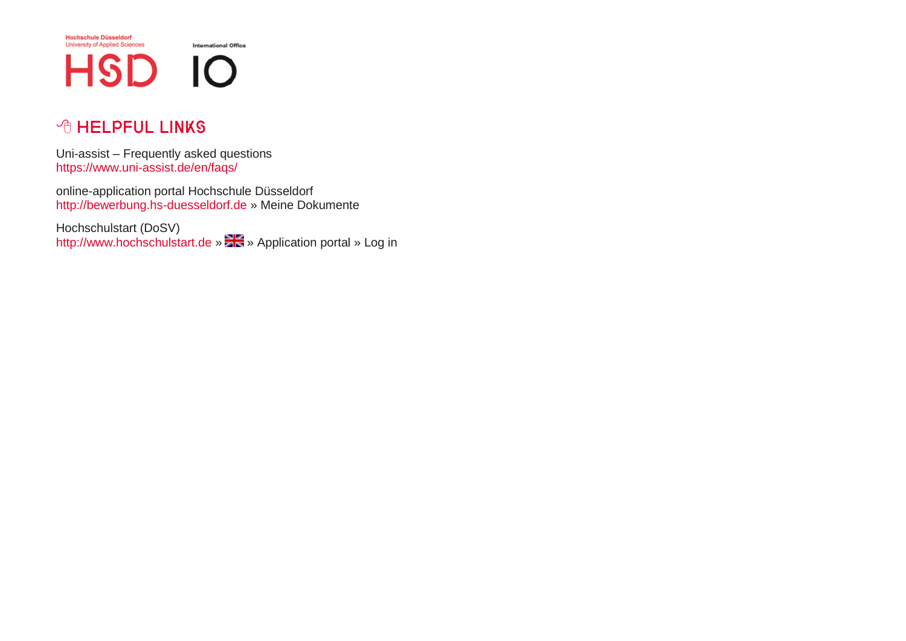# HELPFUL LINKS

Uni-assist – Frequently asked questions
https://www.uni-assist.de/en/faqs/

online-application portal Hochschule Düsseldorf
http://bewerbung.hs-duesseldorf.de » Meine Dokumente

Hochschulstart (DoSV)
http://www.hochschulstart.de » » Application portal » Log in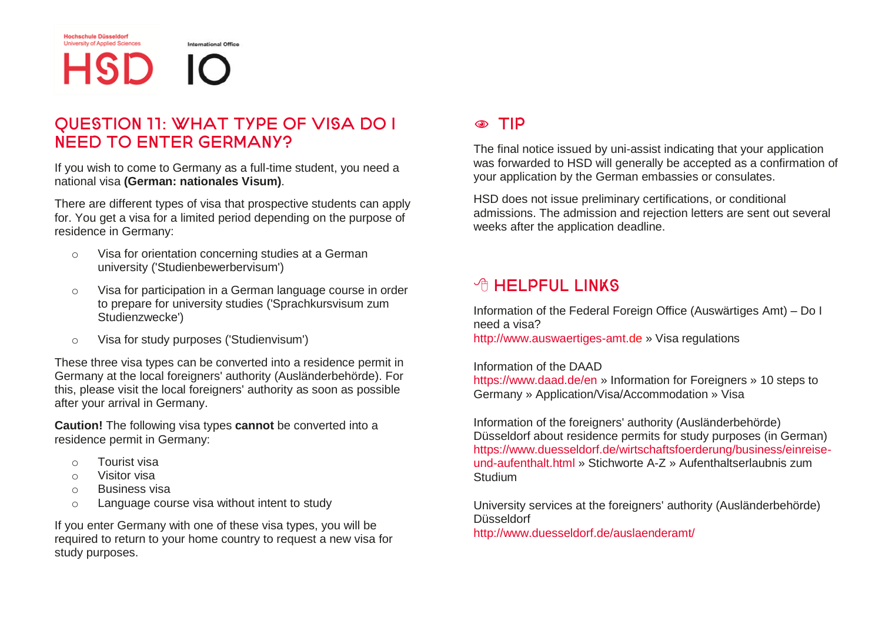## QUESTION 11: WHAT TYPE OF VISA DO I NEED TO ENTER GERMANY?

If you wish to come to Germany as a full-time student, you need a national visa **(German: nationales Visum)**.

There are different types of visa that prospective students can apply for. You get a visa for a limited period depending on the purpose of residence in Germany:

- Visa for orientation concerning studies at a German university ('Studienbewerbervisum')
- Visa for participation in a German language course in order to prepare for university studies ('Sprachkursvisum zum Studienzwecke')
- Visa for study purposes ('Studienvisum')

These three visa types can be converted into a residence permit in Germany at the local foreigners' authority (Ausländerbehörde). For this, please visit the local foreigners' authority as soon as possible after your arrival in Germany.

**Caution!** The following visa types **cannot** be converted into a residence permit in Germany:

- Tourist visa
- Visitor visa
- Business visa
- Language course visa without intent to study

If you enter Germany with one of these visa types, you will be required to return to your home country to request a new visa for study purposes.

## TIP

The final notice issued by uni-assist indicating that your application was forwarded to HSD will generally be accepted as a confirmation of your application by the German embassies or consulates.

HSD does not issue preliminary certifications, or conditional admissions. The admission and rejection letters are sent out several weeks after the application deadline.

## HELPFUL LINKS

Information of the Federal Foreign Office (Auswärtiges Amt) – Do I need a visa?
http://www.auswaertiges-amt.de » Visa regulations

Information of the DAAD
https://www.daad.de/en » Information for Foreigners » 10 steps to Germany » Application/Visa/Accommodation » Visa

Information of the foreigners' authority (Ausländerbehörde) Düsseldorf about residence permits for study purposes (in German)
https://www.duesseldorf.de/wirtschaftsfoerderung/business/einreise-und-aufenthalt.html » Stichworte A-Z » Aufenthaltserlaubnis zum Studium

University services at the foreigners' authority (Ausländerbehörde) Düsseldorf
http://www.duesseldorf.de/auslaenderamt/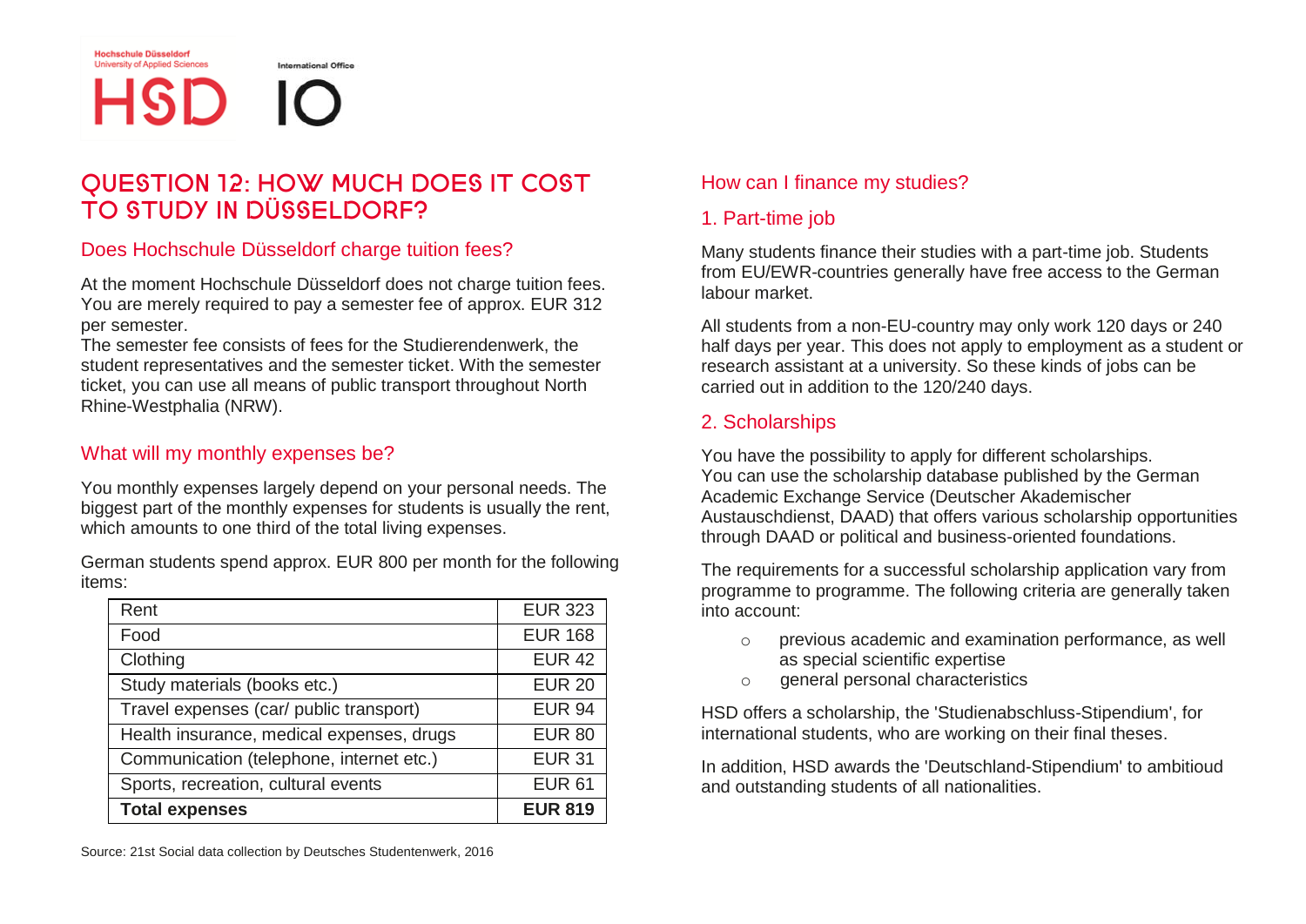# QUESTION 12: HOW MUCH DOES IT COST TO STUDY IN DÜSSELDORF?

## Does Hochschule Düsseldorf charge tuition fees?

At the moment Hochschule Düsseldorf does not charge tuition fees. You are merely required to pay a semester fee of approx. EUR 312 per semester.
The semester fee consists of fees for the Studierendenwerk, the student representatives and the semester ticket. With the semester ticket, you can use all means of public transport throughout North Rhine-Westphalia (NRW).

## What will my monthly expenses be?

You monthly expenses largely depend on your personal needs. The biggest part of the monthly expenses for students is usually the rent, which amounts to one third of the total living expenses.

German students spend approx. EUR 800 per month for the following items:

| Item | Amount |
|---|---|
| Rent | EUR 323 |
| Food | EUR 168 |
| Clothing | EUR 42 |
| Study materials (books etc.) | EUR 20 |
| Travel expenses (car/ public transport) | EUR 94 |
| Health insurance, medical expenses, drugs | EUR 80 |
| Communication (telephone, internet etc.) | EUR 31 |
| Sports, recreation, cultural events | EUR 61 |
| **Total expenses** | **EUR 819** |

Source: 21st Social data collection by Deutsches Studentenwerk, 2016

## How can I finance my studies?

### 1. Part-time job

Many students finance their studies with a part-time job. Students from EU/EWR-countries generally have free access to the German labour market.

All students from a non-EU-country may only work 120 days or 240 half days per year. This does not apply to employment as a student or research assistant at a university. So these kinds of jobs can be carried out in addition to the 120/240 days.

### 2. Scholarships

You have the possibility to apply for different scholarships.
You can use the scholarship database published by the German Academic Exchange Service (Deutscher Akademischer Austauschdienst, DAAD) that offers various scholarship opportunities through DAAD or political and business-oriented foundations.

The requirements for a successful scholarship application vary from programme to programme. The following criteria are generally taken into account:

- previous academic and examination performance, as well as special scientific expertise
- general personal characteristics

HSD offers a scholarship, the 'Studienabschluss-Stipendium', for international students, who are working on their final theses.

In addition, HSD awards the 'Deutschland-Stipendium' to ambitioud and outstanding students of all nationalities.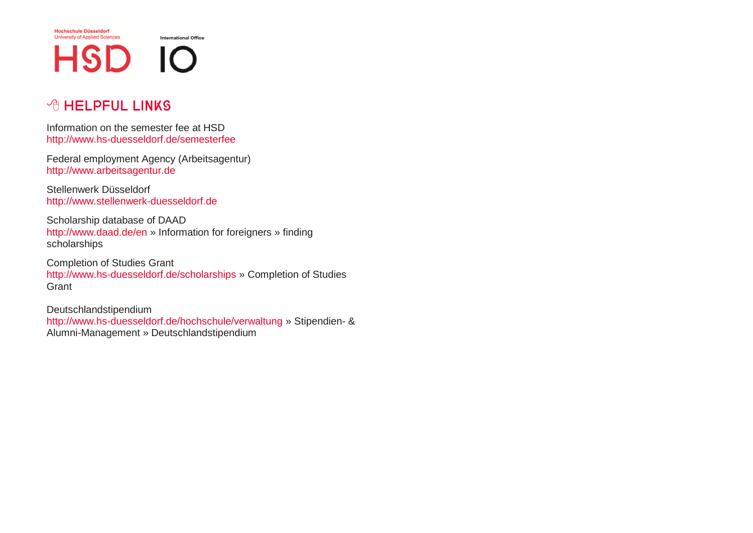## HELPFUL LINKS

Information on the semester fee at HSD
http://www.hs-duesseldorf.de/semesterfee

Federal employment Agency (Arbeitsagentur)
http://www.arbeitsagentur.de

Stellenwerk Düsseldorf
http://www.stellenwerk-duesseldorf.de

Scholarship database of DAAD
http://www.daad.de/en » Information for foreigners » finding scholarships

Completion of Studies Grant
http://www.hs-duesseldorf.de/scholarships » Completion of Studies Grant

Deutschlandstipendium
http://www.hs-duesseldorf.de/hochschule/verwaltung » Stipendien- & Alumni-Management » Deutschlandstipendium